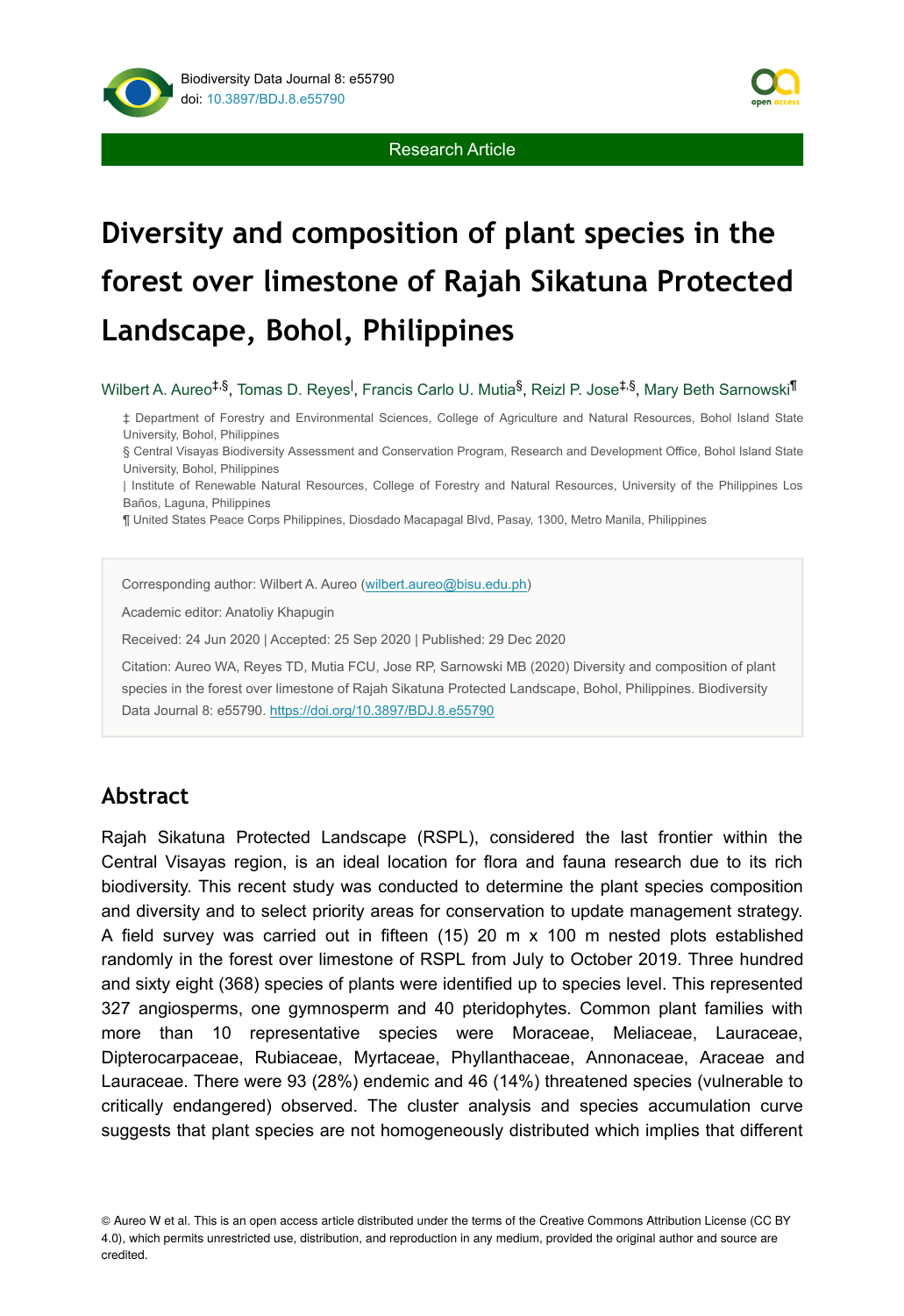Research Article

# Diversity and composition of plant species in the forest over limestone of Rajah Sikatuna Protected Landscape, Bohol, Philippines

Wilbert A. Aureo[‡,§], Tomas D. Reyes[|], Francis Carlo U. Mutia[§], Reizl P. Jose[‡,§], Mary Beth Sarnowski[¶]

‡ Department of Forestry and Environmental Sciences, College of Agriculture and Natural Resources, Bohol Island State University, Bohol, Philippines

§ Central Visayas Biodiversity Assessment and Conservation Program, Research and Development Office, Bohol Island State University, Bohol, Philippines

| Institute of Renewable Natural Resources, College of Forestry and Natural Resources, University of the Philippines Los Baños, Laguna, Philippines

¶ United States Peace Corps Philippines, Diosdado Macapagal Blvd, Pasay, 1300, Metro Manila, Philippines

Corresponding author: Wilbert A. Aureo (wilbert.aureo@bisu.edu.ph)

Academic editor: Anatoliy Khapugin

Received: 24 Jun 2020 | Accepted: 25 Sep 2020 | Published: 29 Dec 2020

Citation: Aureo WA, Reyes TD, Mutia FCU, Jose RP, Sarnowski MB (2020) Diversity and composition of plant species in the forest over limestone of Rajah Sikatuna Protected Landscape, Bohol, Philippines. Biodiversity Data Journal 8: e55790. https://doi.org/10.3897/BDJ.8.e55790

## Abstract

Rajah Sikatuna Protected Landscape (RSPL), considered the last frontier within the Central Visayas region, is an ideal location for flora and fauna research due to its rich biodiversity. This recent study was conducted to determine the plant species composition and diversity and to select priority areas for conservation to update management strategy. A field survey was carried out in fifteen (15) 20 m x 100 m nested plots established randomly in the forest over limestone of RSPL from July to October 2019. Three hundred and sixty eight (368) species of plants were identified up to species level. This represented 327 angiosperms, one gymnosperm and 40 pteridophytes. Common plant families with more than 10 representative species were Moraceae, Meliaceae, Lauraceae, Dipterocarpaceae, Rubiaceae, Myrtaceae, Phyllanthaceae, Annonaceae, Araceae and Lauraceae. There were 93 (28%) endemic and 46 (14%) threatened species (vulnerable to critically endangered) observed. The cluster analysis and species accumulation curve suggests that plant species are not homogeneously distributed which implies that different

© Aureo W et al. This is an open access article distributed under the terms of the Creative Commons Attribution License (CC BY 4.0), which permits unrestricted use, distribution, and reproduction in any medium, provided the original author and source are credited.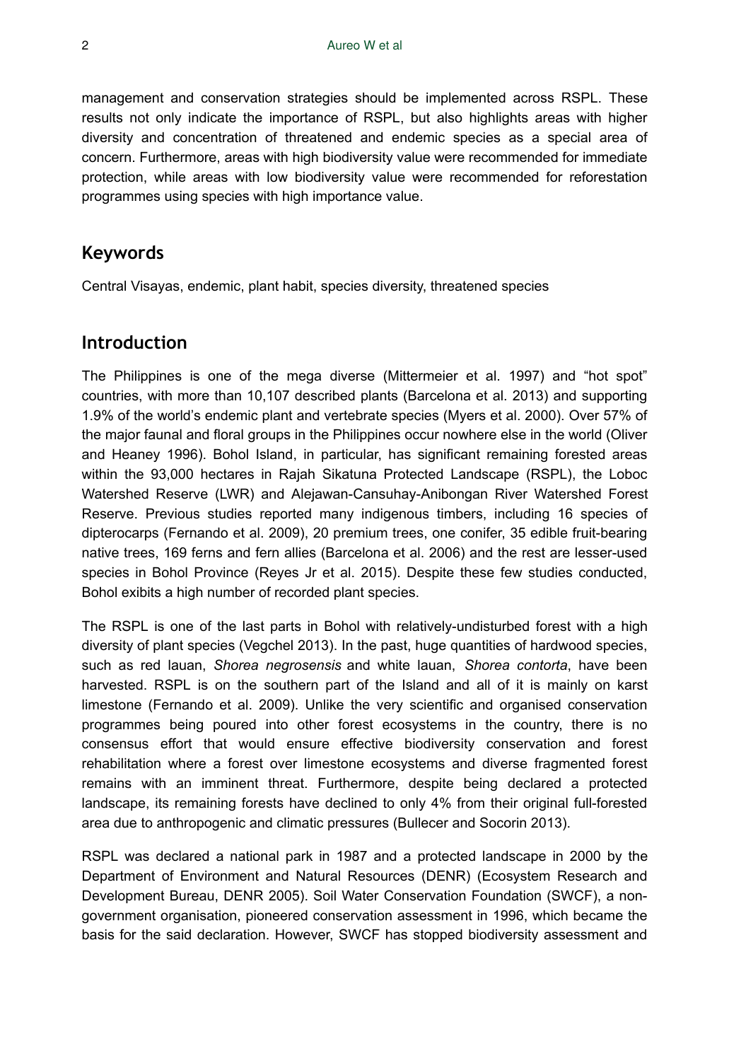management and conservation strategies should be implemented across RSPL. These results not only indicate the importance of RSPL, but also highlights areas with higher diversity and concentration of threatened and endemic species as a special area of concern. Furthermore, areas with high biodiversity value were recommended for immediate protection, while areas with low biodiversity value were recommended for reforestation programmes using species with high importance value.

## Keywords

Central Visayas, endemic, plant habit, species diversity, threatened species

## Introduction

The Philippines is one of the mega diverse (Mittermeier et al. 1997) and “hot spot” countries, with more than 10,107 described plants (Barcelona et al. 2013) and supporting 1.9% of the world’s endemic plant and vertebrate species (Myers et al. 2000). Over 57% of the major faunal and floral groups in the Philippines occur nowhere else in the world (Oliver and Heaney 1996). Bohol Island, in particular, has significant remaining forested areas within the 93,000 hectares in Rajah Sikatuna Protected Landscape (RSPL), the Loboc Watershed Reserve (LWR) and Alejawan-Cansuhay-Anibongan River Watershed Forest Reserve. Previous studies reported many indigenous timbers, including 16 species of dipterocarps (Fernando et al. 2009), 20 premium trees, one conifer, 35 edible fruit-bearing native trees, 169 ferns and fern allies (Barcelona et al. 2006) and the rest are lesser-used species in Bohol Province (Reyes Jr et al. 2015). Despite these few studies conducted, Bohol exibits a high number of recorded plant species.

The RSPL is one of the last parts in Bohol with relatively-undisturbed forest with a high diversity of plant species (Vegchel 2013). In the past, huge quantities of hardwood species, such as red lauan, *Shorea negrosensis* and white lauan, *Shorea contorta*, have been harvested. RSPL is on the southern part of the Island and all of it is mainly on karst limestone (Fernando et al. 2009). Unlike the very scientific and organised conservation programmes being poured into other forest ecosystems in the country, there is no consensus effort that would ensure effective biodiversity conservation and forest rehabilitation where a forest over limestone ecosystems and diverse fragmented forest remains with an imminent threat. Furthermore, despite being declared a protected landscape, its remaining forests have declined to only 4% from their original full-forested area due to anthropogenic and climatic pressures (Bullecer and Socorin 2013).

RSPL was declared a national park in 1987 and a protected landscape in 2000 by the Department of Environment and Natural Resources (DENR) (Ecosystem Research and Development Bureau, DENR 2005). Soil Water Conservation Foundation (SWCF), a non-government organisation, pioneered conservation assessment in 1996, which became the basis for the said declaration. However, SWCF has stopped biodiversity assessment and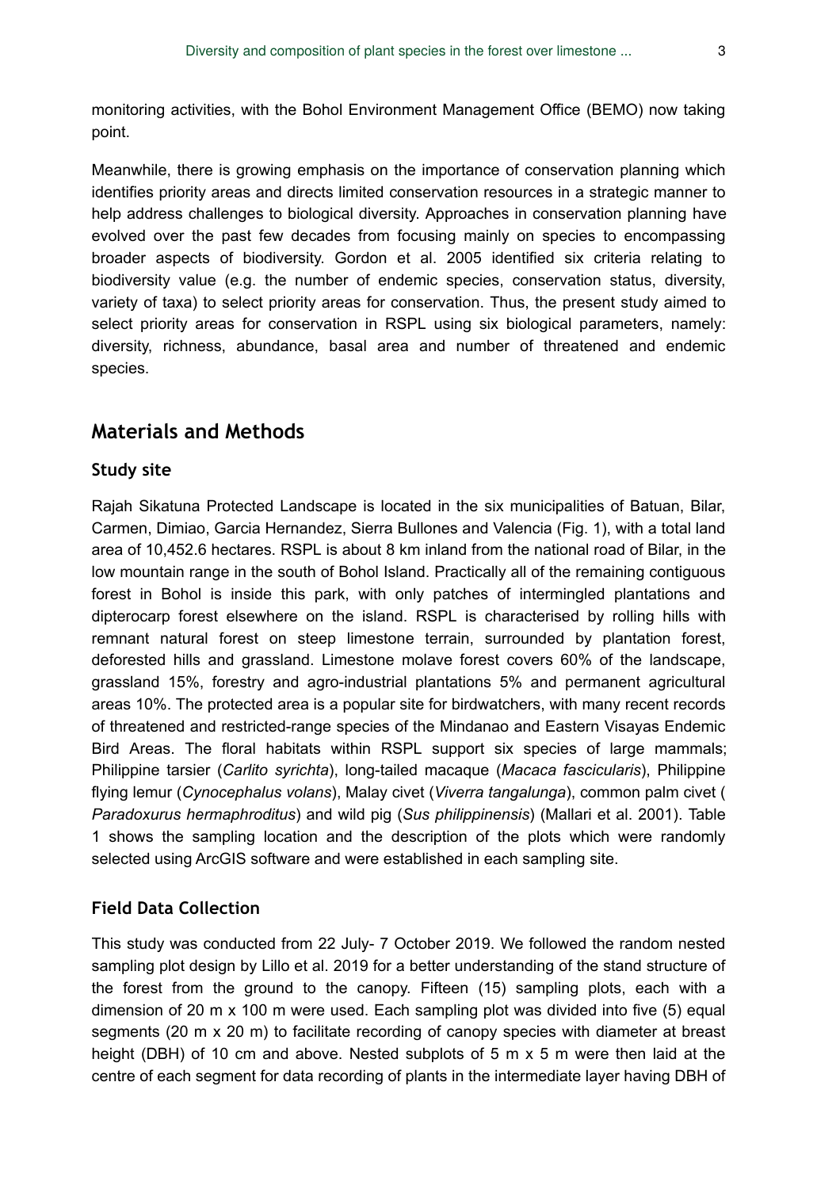monitoring activities, with the Bohol Environment Management Office (BEMO) now taking point.

Meanwhile, there is growing emphasis on the importance of conservation planning which identifies priority areas and directs limited conservation resources in a strategic manner to help address challenges to biological diversity. Approaches in conservation planning have evolved over the past few decades from focusing mainly on species to encompassing broader aspects of biodiversity. Gordon et al. 2005 identified six criteria relating to biodiversity value (e.g. the number of endemic species, conservation status, diversity, variety of taxa) to select priority areas for conservation. Thus, the present study aimed to select priority areas for conservation in RSPL using six biological parameters, namely: diversity, richness, abundance, basal area and number of threatened and endemic species.

## Materials and Methods

### Study site

Rajah Sikatuna Protected Landscape is located in the six municipalities of Batuan, Bilar, Carmen, Dimiao, Garcia Hernandez, Sierra Bullones and Valencia (Fig. 1), with a total land area of 10,452.6 hectares. RSPL is about 8 km inland from the national road of Bilar, in the low mountain range in the south of Bohol Island. Practically all of the remaining contiguous forest in Bohol is inside this park, with only patches of intermingled plantations and dipterocarp forest elsewhere on the island. RSPL is characterised by rolling hills with remnant natural forest on steep limestone terrain, surrounded by plantation forest, deforested hills and grassland. Limestone molave forest covers 60% of the landscape, grassland 15%, forestry and agro-industrial plantations 5% and permanent agricultural areas 10%. The protected area is a popular site for birdwatchers, with many recent records of threatened and restricted-range species of the Mindanao and Eastern Visayas Endemic Bird Areas. The floral habitats within RSPL support six species of large mammals; Philippine tarsier (*Carlito syrichta*), long-tailed macaque (*Macaca fascicularis*), Philippine flying lemur (*Cynocephalus volans*), Malay civet (*Viverra tangalunga*), common palm civet (*Paradoxurus hermaphroditus*) and wild pig (*Sus philippinensis*) (Mallari et al. 2001). Table 1 shows the sampling location and the description of the plots which were randomly selected using ArcGIS software and were established in each sampling site.

### Field Data Collection

This study was conducted from 22 July- 7 October 2019. We followed the random nested sampling plot design by Lillo et al. 2019 for a better understanding of the stand structure of the forest from the ground to the canopy. Fifteen (15) sampling plots, each with a dimension of 20 m x 100 m were used. Each sampling plot was divided into five (5) equal segments (20 m x 20 m) to facilitate recording of canopy species with diameter at breast height (DBH) of 10 cm and above. Nested subplots of 5 m x 5 m were then laid at the centre of each segment for data recording of plants in the intermediate layer having DBH of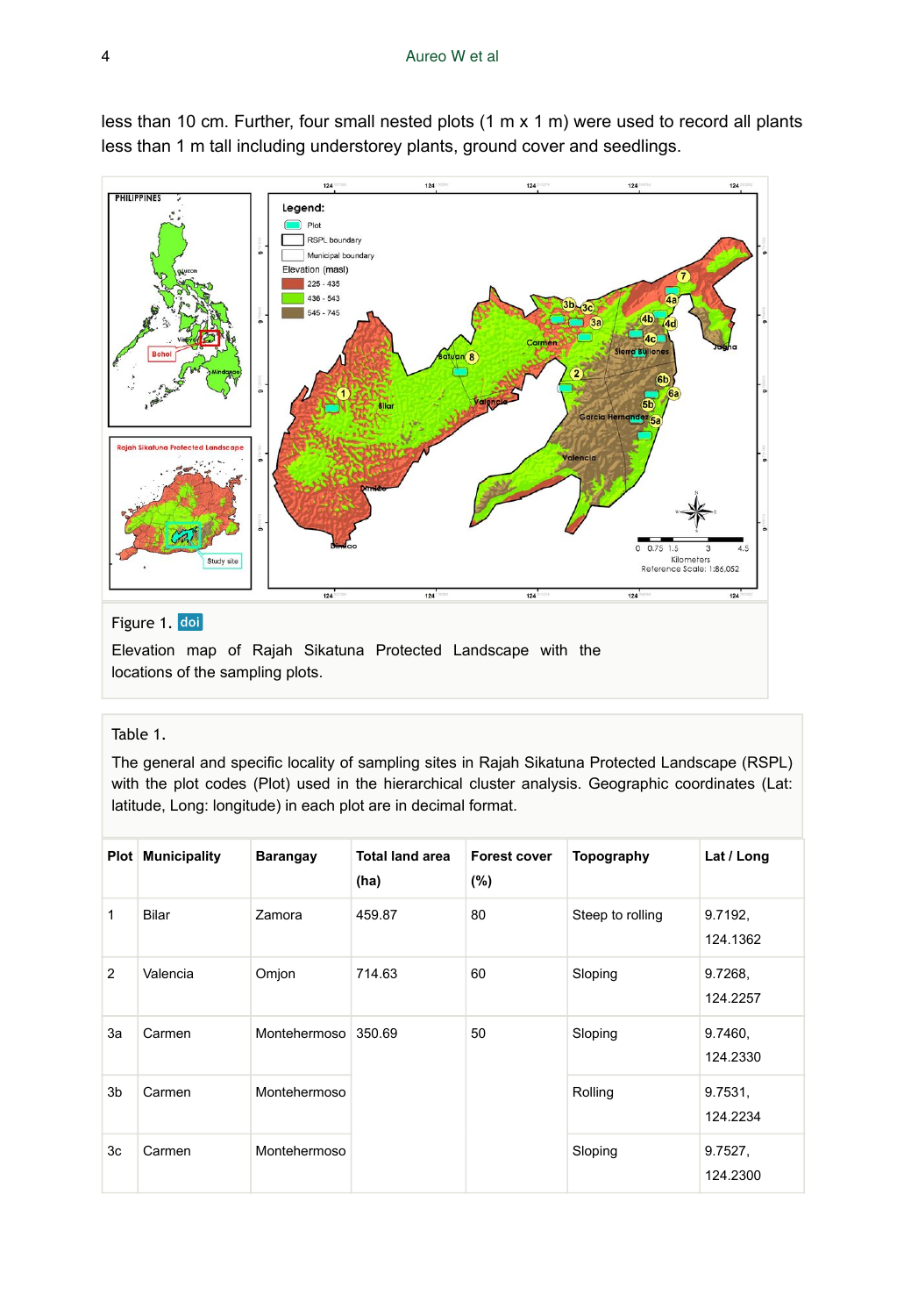less than 10 cm. Further, four small nested plots (1 m x 1 m) were used to record all plants less than 1 m tall including understorey plants, ground cover and seedlings.

Figure 1. doi

Elevation map of Rajah Sikatuna Protected Landscape with the locations of the sampling plots.

Table 1.

The general and specific locality of sampling sites in Rajah Sikatuna Protected Landscape (RSPL) with the plot codes (Plot) used in the hierarchical cluster analysis. Geographic coordinates (Lat: latitude, Long: longitude) in each plot are in decimal format.

| Plot | Municipality | Barangay | Total land area (ha) | Forest cover (%) | Topography | Lat / Long |
|---|---|---|---|---|---|---|
| 1 | Bilar | Zamora | 459.87 | 80 | Steep to rolling | 9.7192, 124.1362 |
| 2 | Valencia | Omjon | 714.63 | 60 | Sloping | 9.7268, 124.2257 |
| 3a | Carmen | Montehermoso | 350.69 | 50 | Sloping | 9.7460, 124.2330 |
| 3b | Carmen | Montehermoso | | | Rolling | 9.7531, 124.2234 |
| 3c | Carmen | Montehermoso | | | Sloping | 9.7527, 124.2300 |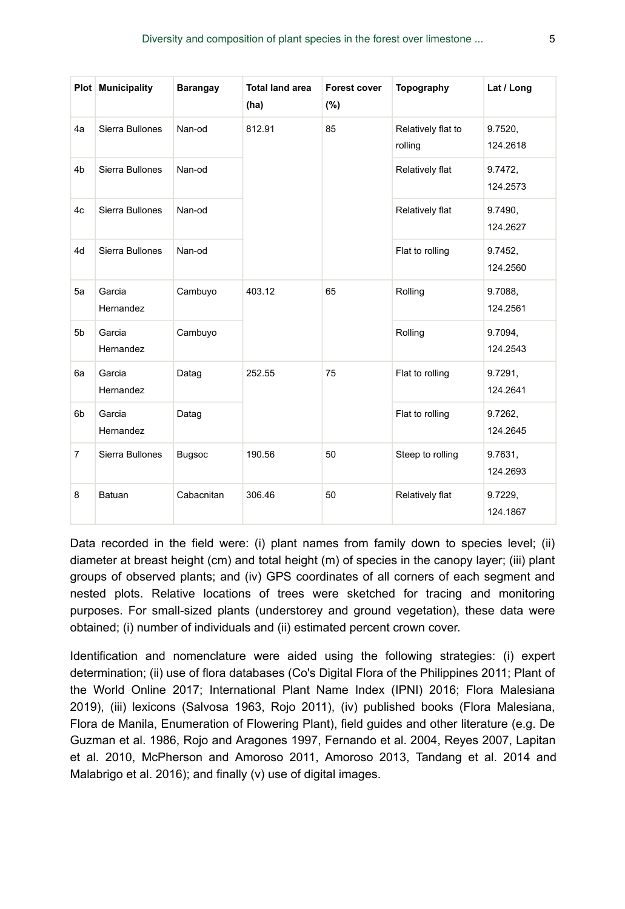| Plot | Municipality | Barangay | Total land area (ha) | Forest cover (%) | Topography | Lat / Long |
|---|---|---|---|---|---|---|
| 4a | Sierra Bullones | Nan-od | 812.91 | 85 | Relatively flat to rolling | 9.7520, 124.2618 |
| 4b | Sierra Bullones | Nan-od | | | Relatively flat | 9.7472, 124.2573 |
| 4c | Sierra Bullones | Nan-od | | | Relatively flat | 9.7490, 124.2627 |
| 4d | Sierra Bullones | Nan-od | | | Flat to rolling | 9.7452, 124.2560 |
| 5a | Garcia Hernandez | Cambuyo | 403.12 | 65 | Rolling | 9.7088, 124.2561 |
| 5b | Garcia Hernandez | Cambuyo | | | Rolling | 9.7094, 124.2543 |
| 6a | Garcia Hernandez | Datag | 252.55 | 75 | Flat to rolling | 9.7291, 124.2641 |
| 6b | Garcia Hernandez | Datag | | | Flat to rolling | 9.7262, 124.2645 |
| 7 | Sierra Bullones | Bugsoc | 190.56 | 50 | Steep to rolling | 9.7631, 124.2693 |
| 8 | Batuan | Cabacnitan | 306.46 | 50 | Relatively flat | 9.7229, 124.1867 |

Data recorded in the field were: (i) plant names from family down to species level; (ii) diameter at breast height (cm) and total height (m) of species in the canopy layer; (iii) plant groups of observed plants; and (iv) GPS coordinates of all corners of each segment and nested plots. Relative locations of trees were sketched for tracing and monitoring purposes. For small-sized plants (understorey and ground vegetation), these data were obtained; (i) number of individuals and (ii) estimated percent crown cover.

Identification and nomenclature were aided using the following strategies: (i) expert determination; (ii) use of flora databases (Co's Digital Flora of the Philippines 2011; Plant of the World Online 2017; International Plant Name Index (IPNI) 2016; Flora Malesiana 2019), (iii) lexicons (Salvosa 1963, Rojo 2011), (iv) published books (Flora Malesiana, Flora de Manila, Enumeration of Flowering Plant), field guides and other literature (e.g. De Guzman et al. 1986, Rojo and Aragones 1997, Fernando et al. 2004, Reyes 2007, Lapitan et al. 2010, McPherson and Amoroso 2011, Amoroso 2013, Tandang et al. 2014 and Malabrigo et al. 2016); and finally (v) use of digital images.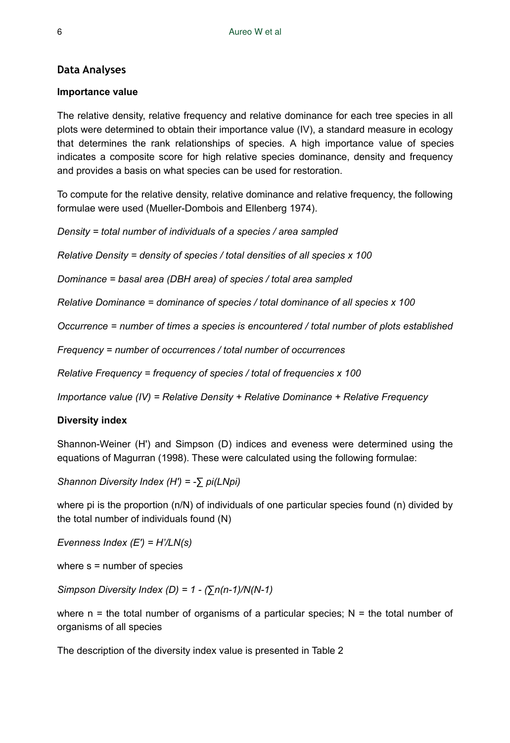## Data Analyses

### Importance value

The relative density, relative frequency and relative dominance for each tree species in all plots were determined to obtain their importance value (IV), a standard measure in ecology that determines the rank relationships of species. A high importance value of species indicates a composite score for high relative species dominance, density and frequency and provides a basis on what species can be used for restoration.

To compute for the relative density, relative dominance and relative frequency, the following formulae were used (Mueller-Dombois and Ellenberg 1974).

*Density = total number of individuals of a species / area sampled*

*Relative Density = density of species / total densities of all species x 100*

*Dominance = basal area (DBH area) of species / total area sampled*

*Relative Dominance = dominance of species / total dominance of all species x 100*

*Occurrence = number of times a species is encountered / total number of plots established*

*Frequency = number of occurrences / total number of occurrences*

*Relative Frequency = frequency of species / total of frequencies x 100*

*Importance value (IV) = Relative Density + Relative Dominance + Relative Frequency*

### Diversity index

Shannon-Weiner (H') and Simpson (D) indices and eveness were determined using the equations of Magurran (1998). These were calculated using the following formulae:

*Shannon Diversity Index (H') =* $-\sum p_i(LN p_i)$

where pi is the proportion (n/N) of individuals of one particular species found (n) divided by the total number of individuals found (N)

*Evenness Index (E') = H'/LN(s)*

where s = number of species

*Simpson Diversity Index (D) =* $1 - (\sum n(n-1)/N(N-1)$

where n = the total number of organisms of a particular species; N = the total number of organisms of all species

The description of the diversity index value is presented in Table 2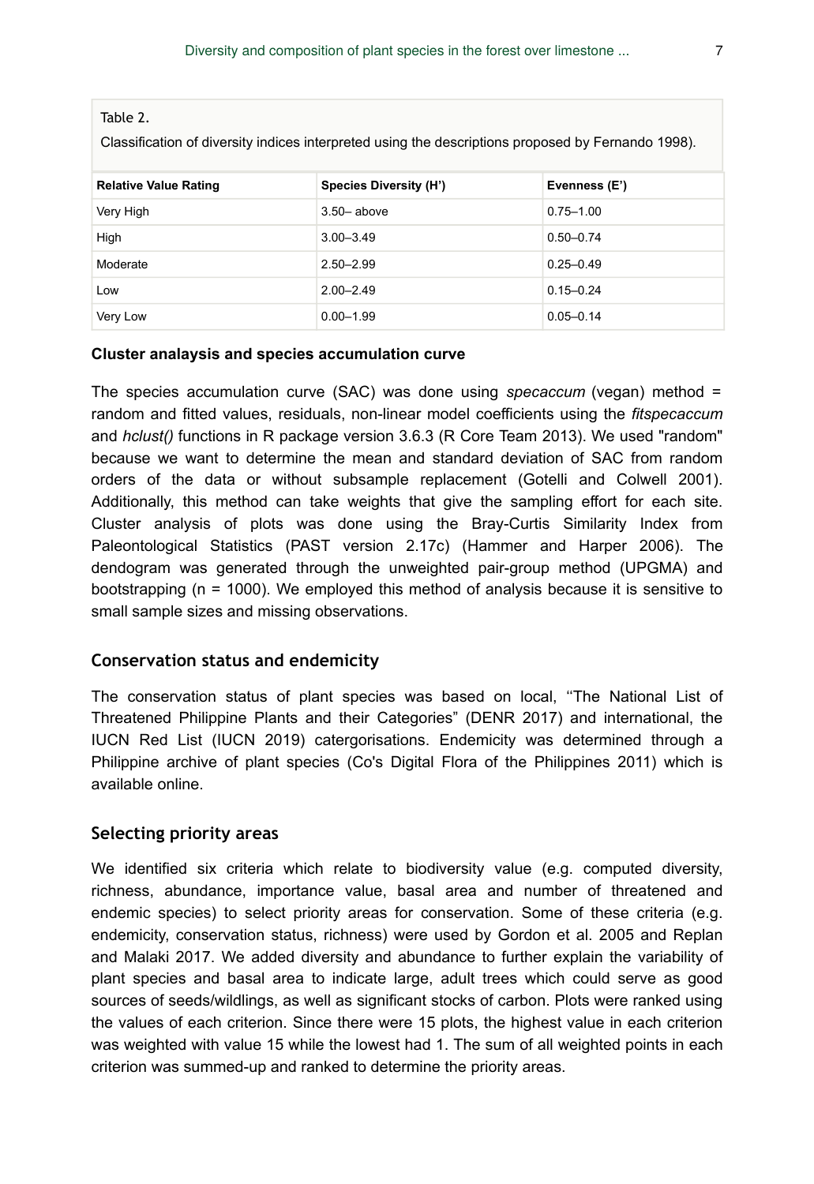Table 2.

Classification of diversity indices interpreted using the descriptions proposed by Fernando 1998).

| Relative Value Rating | Species Diversity (H') | Evenness (E') |
|---|---|---|
| Very High | 3.50– above | 0.75–1.00 |
| High | 3.00–3.49 | 0.50–0.74 |
| Moderate | 2.50–2.99 | 0.25–0.49 |
| Low | 2.00–2.49 | 0.15–0.24 |
| Very Low | 0.00–1.99 | 0.05–0.14 |

**Cluster analysis and species accumulation curve**

The species accumulation curve (SAC) was done using *specaccum* (vegan) method = random and fitted values, residuals, non-linear model coefficients using the *fitspecaccum* and *hclust()* functions in R package version 3.6.3 (R Core Team 2013). We used "random" because we want to determine the mean and standard deviation of SAC from random orders of the data or without subsample replacement (Gotelli and Colwell 2001). Additionally, this method can take weights that give the sampling effort for each site. Cluster analysis of plots was done using the Bray-Curtis Similarity Index from Paleontological Statistics (PAST version 2.17c) (Hammer and Harper 2006). The dendogram was generated through the unweighted pair-group method (UPGMA) and bootstrapping (n = 1000). We employed this method of analysis because it is sensitive to small sample sizes and missing observations.

## Conservation status and endemicity

The conservation status of plant species was based on local, ''The National List of Threatened Philippine Plants and their Categories" (DENR 2017) and international, the IUCN Red List (IUCN 2019) catergorisations. Endemicity was determined through a Philippine archive of plant species (Co's Digital Flora of the Philippines 2011) which is available online.

## Selecting priority areas

We identified six criteria which relate to biodiversity value (e.g. computed diversity, richness, abundance, importance value, basal area and number of threatened and endemic species) to select priority areas for conservation. Some of these criteria (e.g. endemicity, conservation status, richness) were used by Gordon et al. 2005 and Replan and Malaki 2017. We added diversity and abundance to further explain the variability of plant species and basal area to indicate large, adult trees which could serve as good sources of seeds/wildlings, as well as significant stocks of carbon. Plots were ranked using the values of each criterion. Since there were 15 plots, the highest value in each criterion was weighted with value 15 while the lowest had 1. The sum of all weighted points in each criterion was summed-up and ranked to determine the priority areas.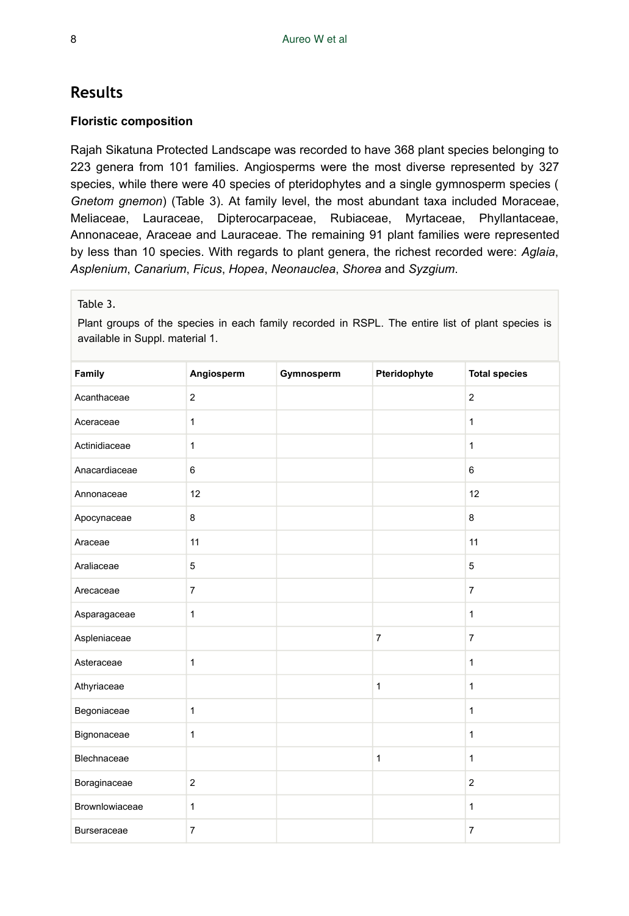## Results

### Floristic composition

Rajah Sikatuna Protected Landscape was recorded to have 368 plant species belonging to 223 genera from 101 families. Angiosperms were the most diverse represented by 327 species, while there were 40 species of pteridophytes and a single gymnosperm species ( *Gnetom gnemon*) (Table 3). At family level, the most abundant taxa included Moraceae, Meliaceae, Lauraceae, Dipterocarpaceae, Rubiaceae, Myrtaceae, Phyllantaceae, Annonaceae, Araceae and Lauraceae. The remaining 91 plant families were represented by less than 10 species. With regards to plant genera, the richest recorded were: *Aglaia*, *Asplenium*, *Canarium*, *Ficus*, *Hopea*, *Neonauclea*, *Shorea* and *Syzgium*.

Table 3.

Plant groups of the species in each family recorded in RSPL. The entire list of plant species is available in Suppl. material 1.

| Family | Angiosperm | Gymnosperm | Pteridophyte | Total species |
|---|---|---|---|---|
| Acanthaceae | 2 | | | 2 |
| Aceraceae | 1 | | | 1 |
| Actinidiaceae | 1 | | | 1 |
| Anacardiaceae | 6 | | | 6 |
| Annonaceae | 12 | | | 12 |
| Apocynaceae | 8 | | | 8 |
| Araceae | 11 | | | 11 |
| Araliaceae | 5 | | | 5 |
| Arecaceae | 7 | | | 7 |
| Asparagaceae | 1 | | | 1 |
| Aspleniaceae | | | 7 | 7 |
| Asteraceae | 1 | | | 1 |
| Athyriaceae | | | 1 | 1 |
| Begoniaceae | 1 | | | 1 |
| Bignonaceae | 1 | | | 1 |
| Blechnaceae | | | 1 | 1 |
| Boraginaceae | 2 | | | 2 |
| Brownlowiaceae | 1 | | | 1 |
| Burseraceae | 7 | | | 7 |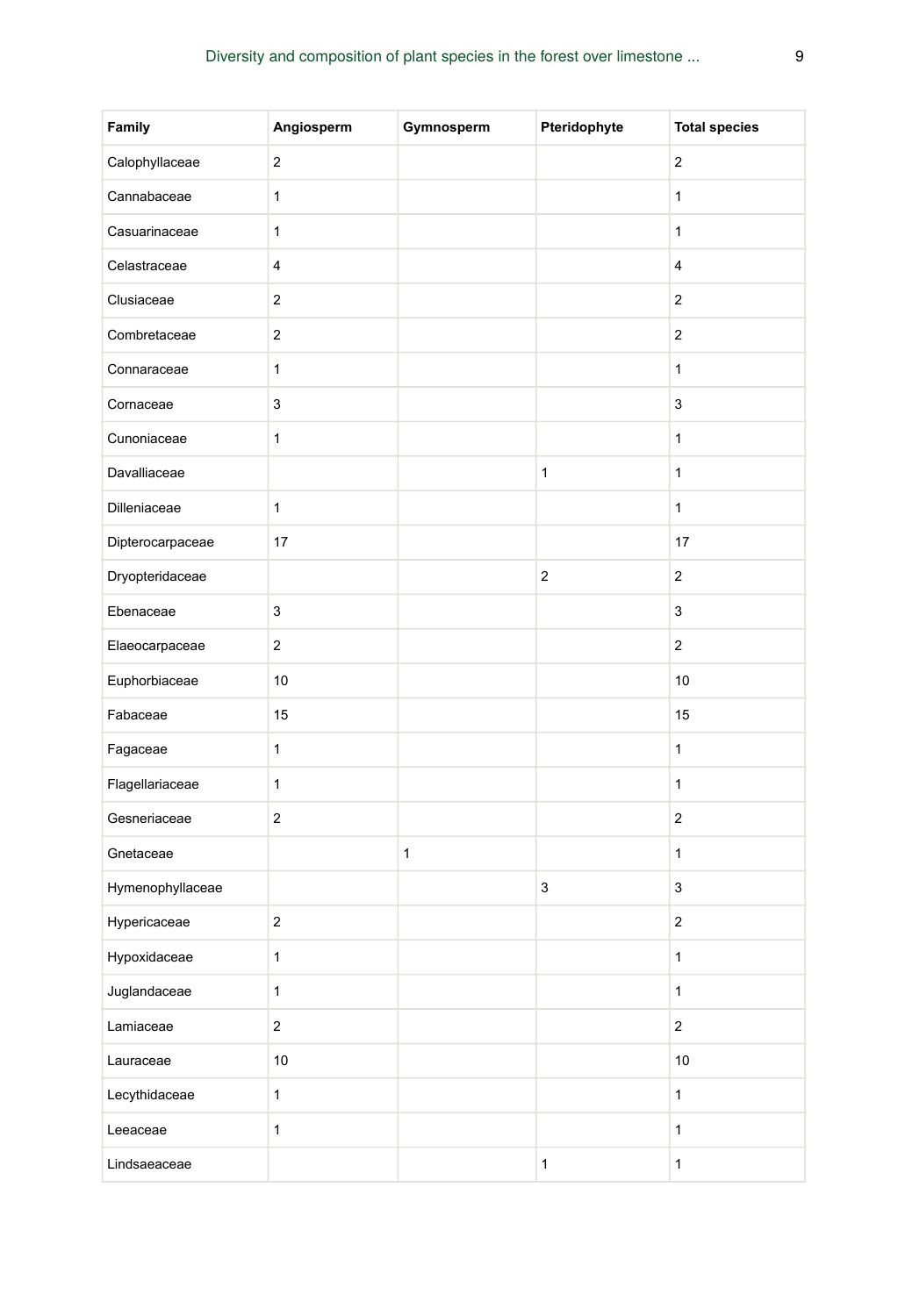| Family | Angiosperm | Gymnosperm | Pteridophyte | Total species |
|---|---|---|---|---|
| Calophyllaceae | 2 | | | 2 |
| Cannabaceae | 1 | | | 1 |
| Casuarinaceae | 1 | | | 1 |
| Celastraceae | 4 | | | 4 |
| Clusiaceae | 2 | | | 2 |
| Combretaceae | 2 | | | 2 |
| Connaraceae | 1 | | | 1 |
| Cornaceae | 3 | | | 3 |
| Cunoniaceae | 1 | | | 1 |
| Davalliaceae | | | 1 | 1 |
| Dilleniaceae | 1 | | | 1 |
| Dipterocarpaceae | 17 | | | 17 |
| Dryopteridaceae | | | 2 | 2 |
| Ebenaceae | 3 | | | 3 |
| Elaeocarpaceae | 2 | | | 2 |
| Euphorbiaceae | 10 | | | 10 |
| Fabaceae | 15 | | | 15 |
| Fagaceae | 1 | | | 1 |
| Flagellariaceae | 1 | | | 1 |
| Gesneriaceae | 2 | | | 2 |
| Gnetaceae | | 1 | | 1 |
| Hymenophyllaceae | | | 3 | 3 |
| Hypericaceae | 2 | | | 2 |
| Hypoxidaceae | 1 | | | 1 |
| Juglandaceae | 1 | | | 1 |
| Lamiaceae | 2 | | | 2 |
| Lauraceae | 10 | | | 10 |
| Lecythidaceae | 1 | | | 1 |
| Leeaceae | 1 | | | 1 |
| Lindsaeaceae | | | 1 | 1 |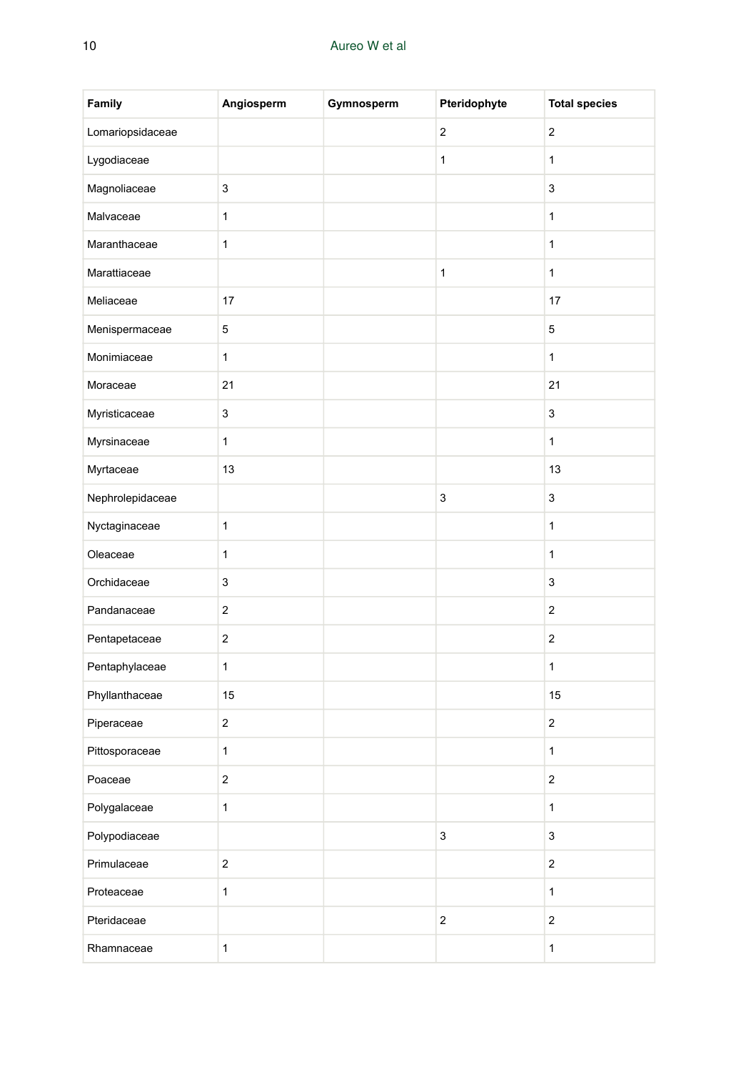| Family | Angiosperm | Gymnosperm | Pteridophyte | Total species |
| --- | --- | --- | --- | --- |
| Lomariopsidaceae | | | 2 | 2 |
| Lygodiaceae | | | 1 | 1 |
| Magnoliaceae | 3 | | | 3 |
| Malvaceae | 1 | | | 1 |
| Maranthaceae | 1 | | | 1 |
| Marattiaceae | | | 1 | 1 |
| Meliaceae | 17 | | | 17 |
| Menispermaceae | 5 | | | 5 |
| Monimiaceae | 1 | | | 1 |
| Moraceae | 21 | | | 21 |
| Myristicaceae | 3 | | | 3 |
| Myrsinaceae | 1 | | | 1 |
| Myrtaceae | 13 | | | 13 |
| Nephrolepidaceae | | | 3 | 3 |
| Nyctaginaceae | 1 | | | 1 |
| Oleaceae | 1 | | | 1 |
| Orchidaceae | 3 | | | 3 |
| Pandanaceae | 2 | | | 2 |
| Pentapetaceae | 2 | | | 2 |
| Pentaphylaceae | 1 | | | 1 |
| Phyllanthaceae | 15 | | | 15 |
| Piperaceae | 2 | | | 2 |
| Pittosporaceae | 1 | | | 1 |
| Poaceae | 2 | | | 2 |
| Polygalaceae | 1 | | | 1 |
| Polypodiaceae | | | 3 | 3 |
| Primulaceae | 2 | | | 2 |
| Proteaceae | 1 | | | 1 |
| Pteridaceae | | | 2 | 2 |
| Rhamnaceae | 1 | | | 1 |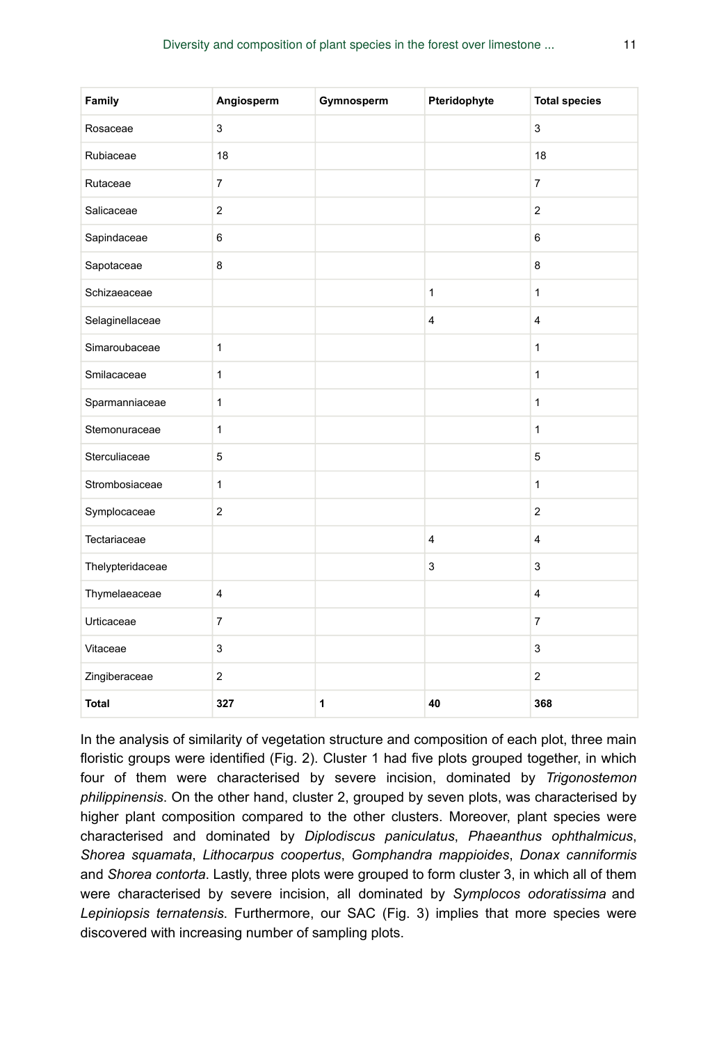| Family | Angiosperm | Gymnosperm | Pteridophyte | Total species |
|---|---|---|---|---|
| Rosaceae | 3 | | | 3 |
| Rubiaceae | 18 | | | 18 |
| Rutaceae | 7 | | | 7 |
| Salicaceae | 2 | | | 2 |
| Sapindaceae | 6 | | | 6 |
| Sapotaceae | 8 | | | 8 |
| Schizaeaceae | | | 1 | 1 |
| Selaginellaceae | | | 4 | 4 |
| Simaroubaceae | 1 | | | 1 |
| Smilacaceae | 1 | | | 1 |
| Sparmanniaceae | 1 | | | 1 |
| Stemonuraceae | 1 | | | 1 |
| Sterculiaceae | 5 | | | 5 |
| Strombosiaceae | 1 | | | 1 |
| Symplocaceae | 2 | | | 2 |
| Tectariaceae | | | 4 | 4 |
| Thelypteridaceae | | | 3 | 3 |
| Thymelaeaceae | 4 | | | 4 |
| Urticaceae | 7 | | | 7 |
| Vitaceae | 3 | | | 3 |
| Zingiberaceae | 2 | | | 2 |
| **Total** | **327** | **1** | **40** | **368** |

In the analysis of similarity of vegetation structure and composition of each plot, three main floristic groups were identified (Fig. 2). Cluster 1 had five plots grouped together, in which four of them were characterised by severe incision, dominated by *Trigonostemon philippinensis*. On the other hand, cluster 2, grouped by seven plots, was characterised by higher plant composition compared to the other clusters. Moreover, plant species were characterised and dominated by *Diplodiscus paniculatus*, *Phaeanthus ophthalmicus*, *Shorea squamata*, *Lithocarpus coopertus*, *Gomphandra mappioides*, *Donax canniformis* and *Shorea contorta*. Lastly, three plots were grouped to form cluster 3, in which all of them were characterised by severe incision, all dominated by *Symplocos odoratissima* and *Lepiniopsis ternatensis*. Furthermore, our SAC (Fig. 3) implies that more species were discovered with increasing number of sampling plots.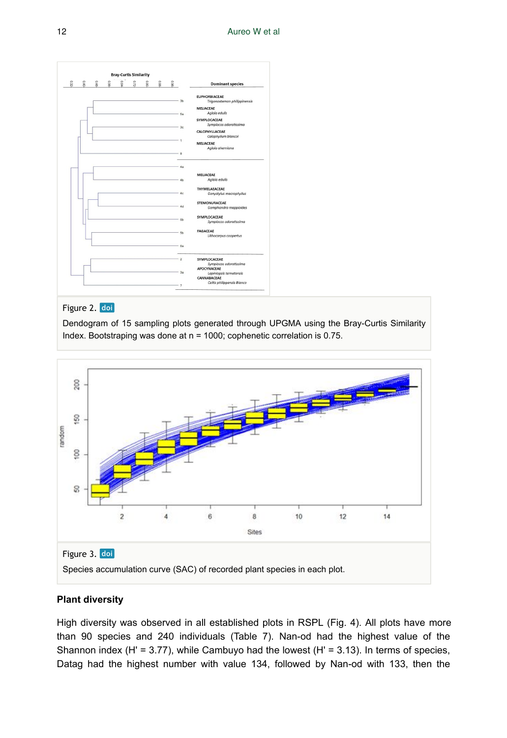Figure 2. doi

Dendogram of 15 sampling plots generated through UPGMA using the Bray-Curtis Similarity Index. Bootstraping was done at n = 1000; cophenetic correlation is 0.75.

Figure 3. doi

Species accumulation curve (SAC) of recorded plant species in each plot.

### Plant diversity

High diversity was observed in all established plots in RSPL (Fig. 4). All plots have more than 90 species and 240 individuals (Table 7). Nan-od had the highest value of the Shannon index (H' = 3.77), while Cambuyo had the lowest (H' = 3.13). In terms of species, Datag had the highest number with value 134, followed by Nan-od with 133, then the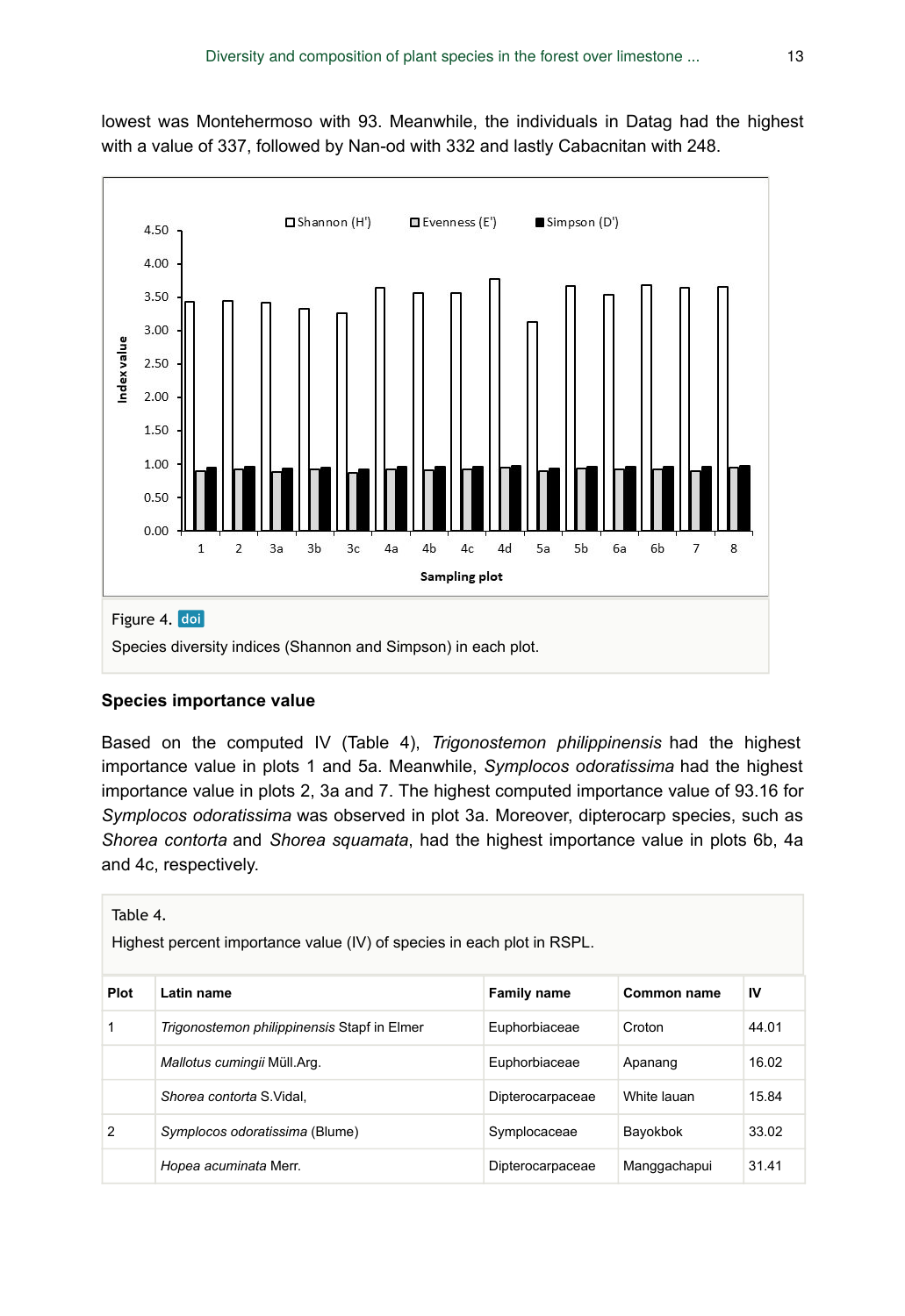lowest was Montehermoso with 93. Meanwhile, the individuals in Datag had the highest with a value of 337, followed by Nan-od with 332 and lastly Cabacnitan with 248.

Figure 4. doi

Species diversity indices (Shannon and Simpson) in each plot.

### Species importance value

Based on the computed IV (Table 4), *Trigonostemon philippinensis* had the highest importance value in plots 1 and 5a. Meanwhile, *Symplocos odoratissima* had the highest importance value in plots 2, 3a and 7. The highest computed importance value of 93.16 for *Symplocos odoratissima* was observed in plot 3a. Moreover, dipterocarp species, such as *Shorea contorta* and *Shorea squamata*, had the highest importance value in plots 6b, 4a and 4c, respectively.

Table 4.

Highest percent importance value (IV) of species in each plot in RSPL.

| Plot | Latin name | Family name | Common name | IV |
|---|---|---|---|---|
| 1 | *Trigonostemon philippinensis* Stapf in Elmer | Euphorbiaceae | Croton | 44.01 |
| | *Mallotus cumingii* Müll.Arg. | Euphorbiaceae | Apanang | 16.02 |
| | *Shorea contorta* S.Vidal, | Dipterocarpaceae | White lauan | 15.84 |
| 2 | *Symplocos odoratissima* (Blume) | Symplocaceae | Bayokbok | 33.02 |
| | *Hopea acuminata* Merr. | Dipterocarpaceae | Manggachapui | 31.41 |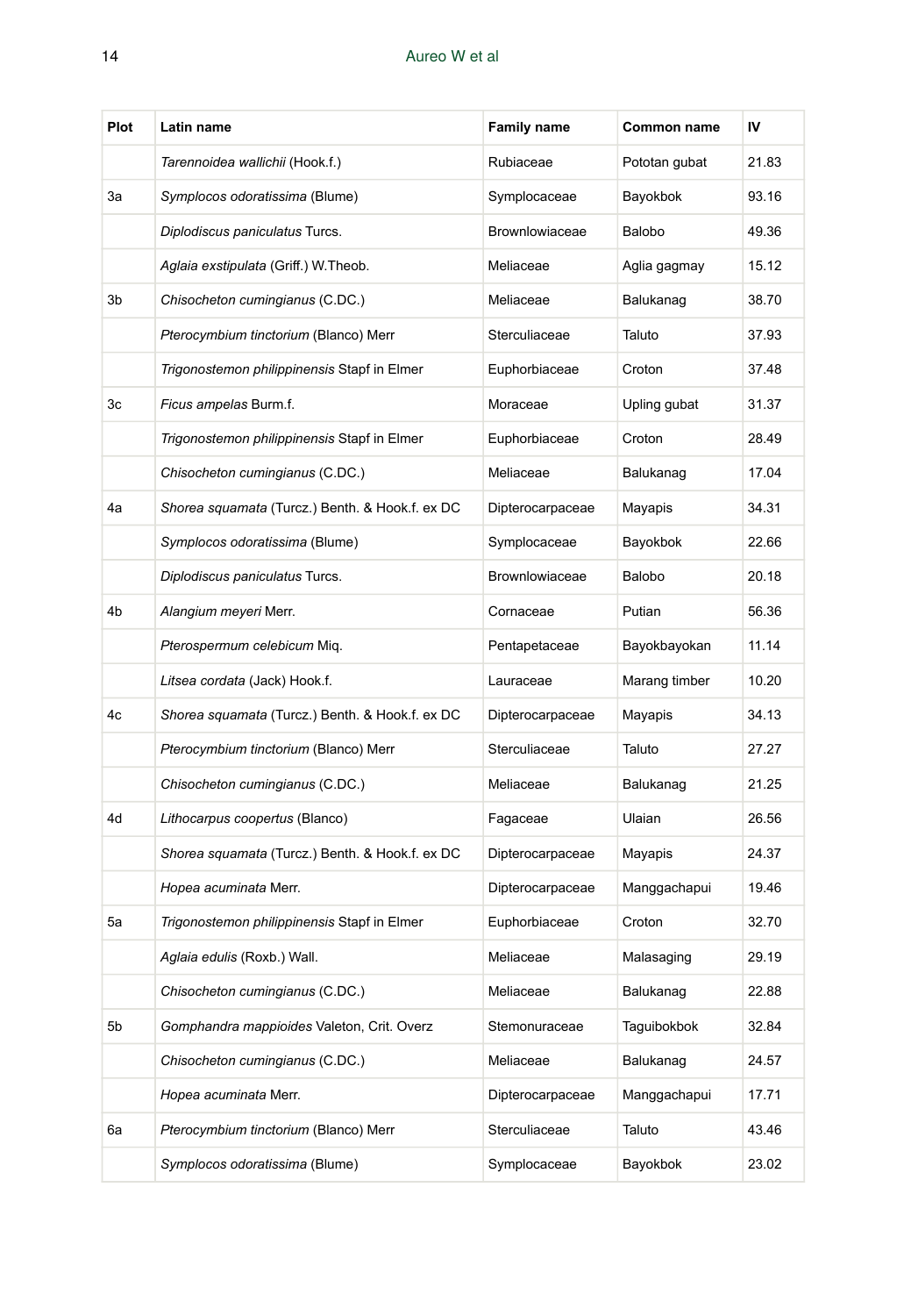| Plot | Latin name | Family name | Common name | IV |
|---|---|---|---|---|
| | *Tarennoidea wallichii* (Hook.f.) | Rubiaceae | Pototan gubat | 21.83 |
| 3a | *Symplocos odoratissima* (Blume) | Symplocaceae | Bayokbok | 93.16 |
| | *Diplodiscus paniculatus* Turcs. | Brownlowiaceae | Balobo | 49.36 |
| | *Aglaia exstipulata* (Griff.) W.Theob. | Meliaceae | Aglia gagmay | 15.12 |
| 3b | *Chisocheton cumingianus* (C.DC.) | Meliaceae | Balukanag | 38.70 |
| | *Pterocymbium tinctorium* (Blanco) Merr | Sterculiaceae | Taluto | 37.93 |
| | *Trigonostemon philippinensis* Stapf in Elmer | Euphorbiaceae | Croton | 37.48 |
| 3c | *Ficus ampelas* Burm.f. | Moraceae | Upling gubat | 31.37 |
| | *Trigonostemon philippinensis* Stapf in Elmer | Euphorbiaceae | Croton | 28.49 |
| | *Chisocheton cumingianus* (C.DC.) | Meliaceae | Balukanag | 17.04 |
| 4a | *Shorea squamata* (Turcz.) Benth. & Hook.f. ex DC | Dipterocarpaceae | Mayapis | 34.31 |
| | *Symplocos odoratissima* (Blume) | Symplocaceae | Bayokbok | 22.66 |
| | *Diplodiscus paniculatus* Turcs. | Brownlowiaceae | Balobo | 20.18 |
| 4b | *Alangium meyeri* Merr. | Cornaceae | Putian | 56.36 |
| | *Pterospermum celebicum* Miq. | Pentapetaceae | Bayokbayokan | 11.14 |
| | *Litsea cordata* (Jack) Hook.f. | Lauraceae | Marang timber | 10.20 |
| 4c | *Shorea squamata* (Turcz.) Benth. & Hook.f. ex DC | Dipterocarpaceae | Mayapis | 34.13 |
| | *Pterocymbium tinctorium* (Blanco) Merr | Sterculiaceae | Taluto | 27.27 |
| | *Chisocheton cumingianus* (C.DC.) | Meliaceae | Balukanag | 21.25 |
| 4d | *Lithocarpus coopertus* (Blanco) | Fagaceae | Ulaian | 26.56 |
| | *Shorea squamata* (Turcz.) Benth. & Hook.f. ex DC | Dipterocarpaceae | Mayapis | 24.37 |
| | *Hopea acuminata* Merr. | Dipterocarpaceae | Manggachapui | 19.46 |
| 5a | *Trigonostemon philippinensis* Stapf in Elmer | Euphorbiaceae | Croton | 32.70 |
| | *Aglaia edulis* (Roxb.) Wall. | Meliaceae | Malasaging | 29.19 |
| | *Chisocheton cumingianus* (C.DC.) | Meliaceae | Balukanag | 22.88 |
| 5b | *Gomphandra mappioides* Valeton, Crit. Overz | Stemonuraceae | Taguibokbok | 32.84 |
| | *Chisocheton cumingianus* (C.DC.) | Meliaceae | Balukanag | 24.57 |
| | *Hopea acuminata* Merr. | Dipterocarpaceae | Manggachapui | 17.71 |
| 6a | *Pterocymbium tinctorium* (Blanco) Merr | Sterculiaceae | Taluto | 43.46 |
| | *Symplocos odoratissima* (Blume) | Symplocaceae | Bayokbok | 23.02 |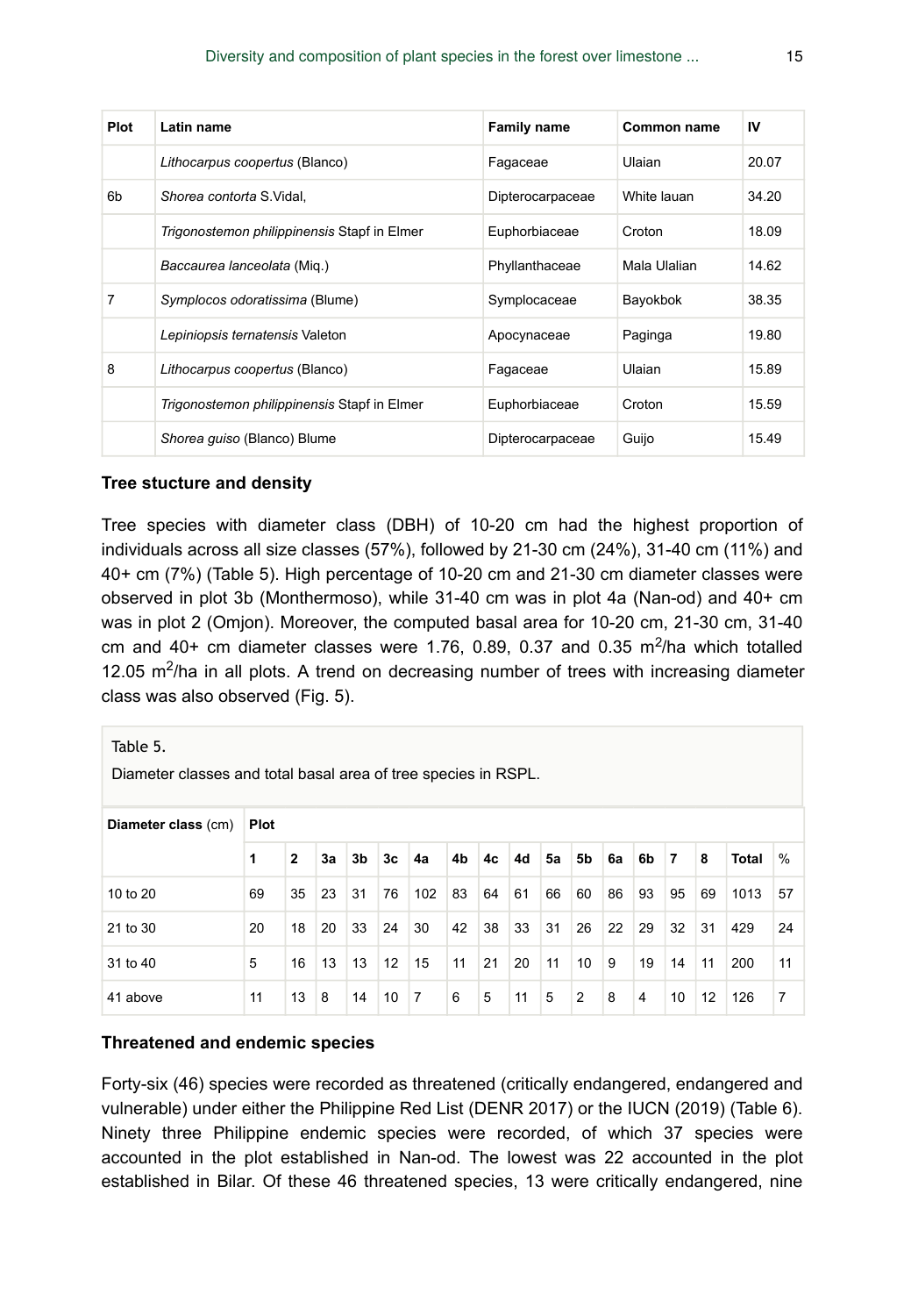| Plot | Latin name | Family name | Common name | IV |
|---|---|---|---|---|
| | *Lithocarpus coopertus* (Blanco) | Fagaceae | Ulaian | 20.07 |
| 6b | *Shorea contorta* S.Vidal, | Dipterocarpaceae | White lauan | 34.20 |
| | *Trigonostemon philippinensis* Stapf in Elmer | Euphorbiaceae | Croton | 18.09 |
| | *Baccaurea lanceolata* (Miq.) | Phyllanthaceae | Mala Ulalian | 14.62 |
| 7 | *Symplocos odoratissima* (Blume) | Symplocaceae | Bayokbok | 38.35 |
| | *Lepiniopsis ternatensis* Valeton | Apocynaceae | Paginga | 19.80 |
| 8 | *Lithocarpus coopertus* (Blanco) | Fagaceae | Ulaian | 15.89 |
| | *Trigonostemon philippinensis* Stapf in Elmer | Euphorbiaceae | Croton | 15.59 |
| | *Shorea guiso* (Blanco) Blume | Dipterocarpaceae | Guijo | 15.49 |

### Tree stucture and density

Tree species with diameter class (DBH) of 10-20 cm had the highest proportion of individuals across all size classes (57%), followed by 21-30 cm (24%), 31-40 cm (11%) and 40+ cm (7%) (Table 5). High percentage of 10-20 cm and 21-30 cm diameter classes were observed in plot 3b (Monthermoso), while 31-40 cm was in plot 4a (Nan-od) and 40+ cm was in plot 2 (Omjon). Moreover, the computed basal area for 10-20 cm, 21-30 cm, 31-40 cm and 40+ cm diameter classes were 1.76, 0.89, 0.37 and 0.35 m$^2$/ha which totalled 12.05 m$^2$/ha in all plots. A trend on decreasing number of trees with increasing diameter class was also observed (Fig. 5).

Table 5.

Diameter classes and total basal area of tree species in RSPL.

| Diameter class (cm) | Plot | | | | | | | | | | | | | | | | |
|---|---|---|---|---|---|---|---|---|---|---|---|---|---|---|---|---|---|
| | 1 | 2 | 3a | 3b | 3c | 4a | 4b | 4c | 4d | 5a | 5b | 6a | 6b | 7 | 8 | Total | % |
| 10 to 20 | 69 | 35 | 23 | 31 | 76 | 102 | 83 | 64 | 61 | 66 | 60 | 86 | 93 | 95 | 69 | 1013 | 57 |
| 21 to 30 | 20 | 18 | 20 | 33 | 24 | 30 | 42 | 38 | 33 | 31 | 26 | 22 | 29 | 32 | 31 | 429 | 24 |
| 31 to 40 | 5 | 16 | 13 | 13 | 12 | 15 | 11 | 21 | 20 | 11 | 10 | 9 | 19 | 14 | 11 | 200 | 11 |
| 41 above | 11 | 13 | 8 | 14 | 10 | 7 | 6 | 5 | 11 | 5 | 2 | 8 | 4 | 10 | 12 | 126 | 7 |

### Threatened and endemic species

Forty-six (46) species were recorded as threatened (critically endangered, endangered and vulnerable) under either the Philippine Red List (DENR 2017) or the IUCN (2019) (Table 6). Ninety three Philippine endemic species were recorded, of which 37 species were accounted in the plot established in Nan-od. The lowest was 22 accounted in the plot established in Bilar. Of these 46 threatened species, 13 were critically endangered, nine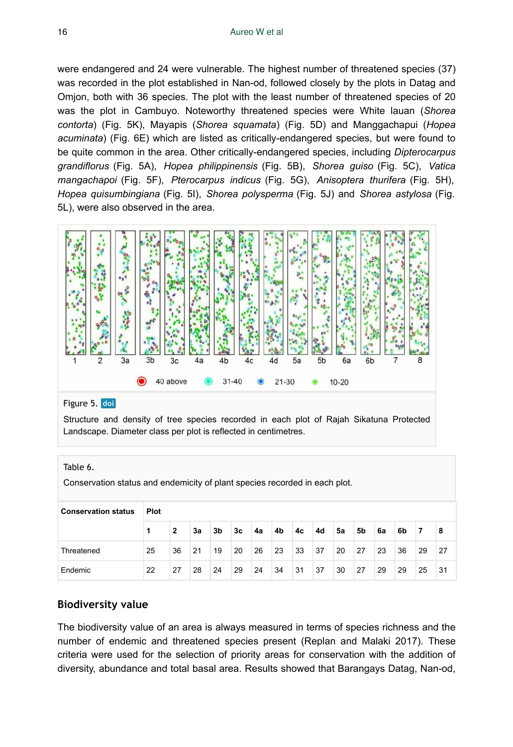were endangered and 24 were vulnerable. The highest number of threatened species (37) was recorded in the plot established in Nan-od, followed closely by the plots in Datag and Omjon, both with 36 species. The plot with the least number of threatened species of 20 was the plot in Cambuyo. Noteworthy threatened species were White lauan (*Shorea contorta*) (Fig. 5K), Mayapis (*Shorea squamata*) (Fig. 5D) and Manggachapui (*Hopea acuminata*) (Fig. 6E) which are listed as critically-endangered species, but were found to be quite common in the area. Other critically-endangered species, including *Dipterocarpus grandiflorus* (Fig. 5A), *Hopea philippinensis* (Fig. 5B), *Shorea guiso* (Fig. 5C), *Vatica mangachapoi* (Fig. 5F), *Pterocarpus indicus* (Fig. 5G), *Anisoptera thurifera* (Fig. 5H), *Hopea quisumbingiana* (Fig. 5I), *Shorea polysperma* (Fig. 5J) and *Shorea astylosa* (Fig. 5L), were also observed in the area.

Figure 5. doi

Structure and density of tree species recorded in each plot of Rajah Sikatuna Protected Landscape. Diameter class per plot is reflected in centimetres.

Table 6.

Conservation status and endemicity of plant species recorded in each plot.

| Conservation status | Plot | | | | | | | | | | | | | | |
|---|---|---|---|---|---|---|---|---|---|---|---|---|---|---|---|
| | 1 | 2 | 3a | 3b | 3c | 4a | 4b | 4c | 4d | 5a | 5b | 6a | 6b | 7 | 8 |
| Threatened | 25 | 36 | 21 | 19 | 20 | 26 | 23 | 33 | 37 | 20 | 27 | 23 | 36 | 29 | 27 |
| Endemic | 22 | 27 | 28 | 24 | 29 | 24 | 34 | 31 | 37 | 30 | 27 | 29 | 29 | 25 | 31 |

## Biodiversity value

The biodiversity value of an area is always measured in terms of species richness and the number of endemic and threatened species present (Replan and Malaki 2017). These criteria were used for the selection of priority areas for conservation with the addition of diversity, abundance and total basal area. Results showed that Barangays Datag, Nan-od,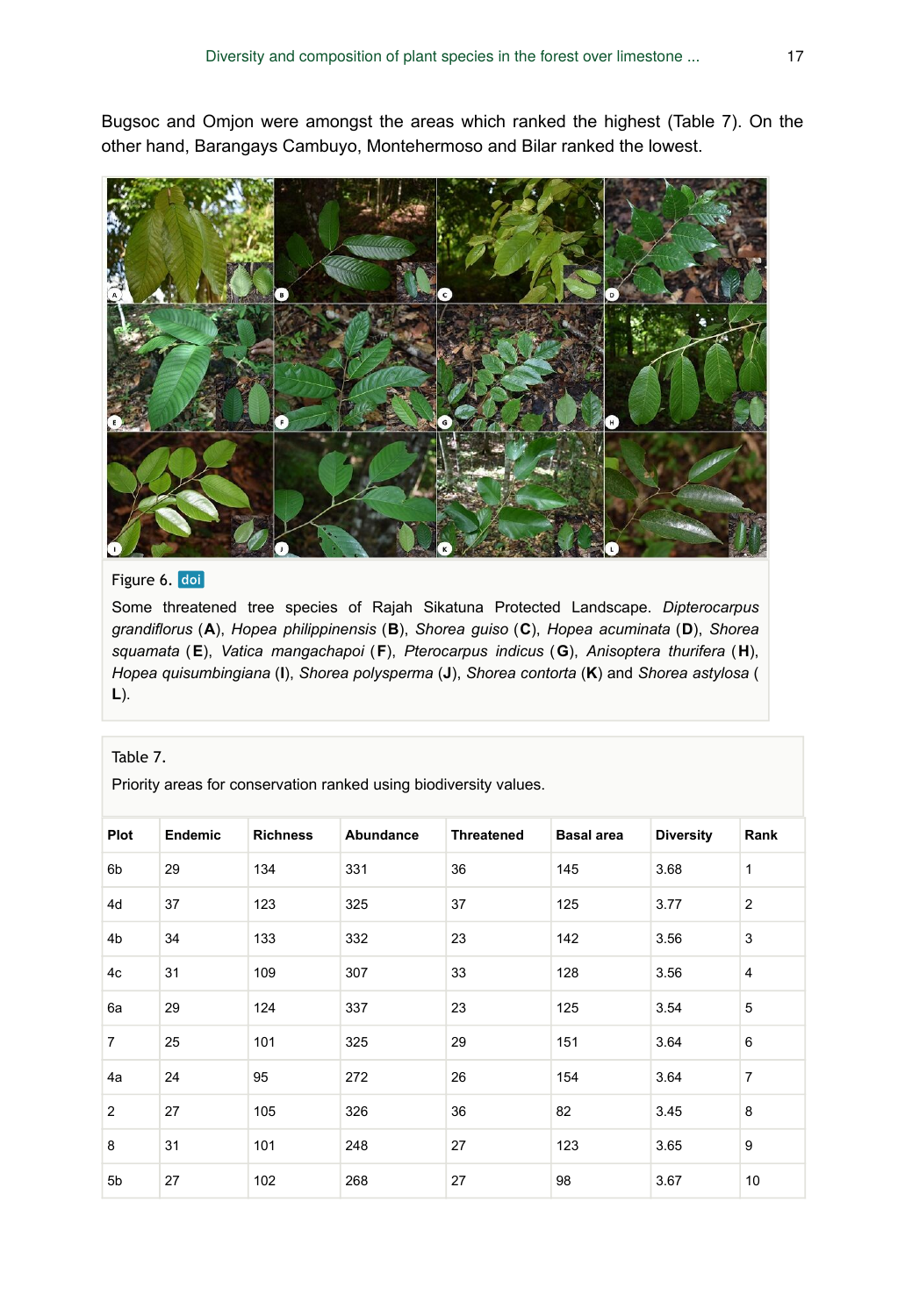Bugsoc and Omjon were amongst the areas which ranked the highest (Table 7). On the other hand, Barangays Cambuyo, Montehermoso and Bilar ranked the lowest.

Figure 6. doi

Some threatened tree species of Rajah Sikatuna Protected Landscape. *Dipterocarpus grandiflorus* (**A**), *Hopea philippinensis* (**B**), *Shorea guiso* (**C**), *Hopea acuminata* (**D**), *Shorea squamata* (**E**), *Vatica mangachapoi* (**F**), *Pterocarpus indicus* (**G**), *Anisoptera thurifera* (**H**), *Hopea quisumbingiana* (**I**), *Shorea polysperma* (**J**), *Shorea contorta* (**K**) and *Shorea astylosa* (**L**).

Table 7.

Priority areas for conservation ranked using biodiversity values.

| Plot | Endemic | Richness | Abundance | Threatened | Basal area | Diversity | Rank |
|---|---|---|---|---|---|---|---|
| 6b | 29 | 134 | 331 | 36 | 145 | 3.68 | 1 |
| 4d | 37 | 123 | 325 | 37 | 125 | 3.77 | 2 |
| 4b | 34 | 133 | 332 | 23 | 142 | 3.56 | 3 |
| 4c | 31 | 109 | 307 | 33 | 128 | 3.56 | 4 |
| 6a | 29 | 124 | 337 | 23 | 125 | 3.54 | 5 |
| 7 | 25 | 101 | 325 | 29 | 151 | 3.64 | 6 |
| 4a | 24 | 95 | 272 | 26 | 154 | 3.64 | 7 |
| 2 | 27 | 105 | 326 | 36 | 82 | 3.45 | 8 |
| 8 | 31 | 101 | 248 | 27 | 123 | 3.65 | 9 |
| 5b | 27 | 102 | 268 | 27 | 98 | 3.67 | 10 |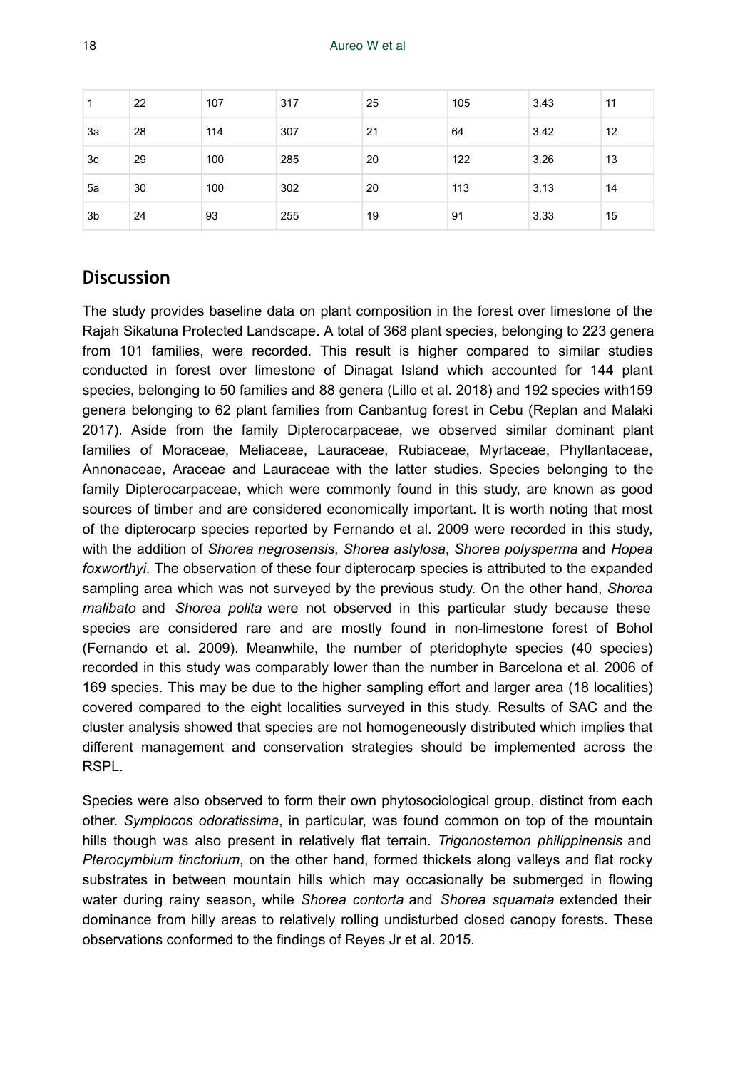| 1 | 22 | 107 | 317 | 25 | 105 | 3.43 | 11 |
|---|---|---|---|---|---|---|---|
| 3a | 28 | 114 | 307 | 21 | 64 | 3.42 | 12 |
| 3c | 29 | 100 | 285 | 20 | 122 | 3.26 | 13 |
| 5a | 30 | 100 | 302 | 20 | 113 | 3.13 | 14 |
| 3b | 24 | 93 | 255 | 19 | 91 | 3.33 | 15 |

## Discussion

The study provides baseline data on plant composition in the forest over limestone of the Rajah Sikatuna Protected Landscape. A total of 368 plant species, belonging to 223 genera from 101 families, were recorded. This result is higher compared to similar studies conducted in forest over limestone of Dinagat Island which accounted for 144 plant species, belonging to 50 families and 88 genera (Lillo et al. 2018) and 192 species with159 genera belonging to 62 plant families from Canbantug forest in Cebu (Replan and Malaki 2017). Aside from the family Dipterocarpaceae, we observed similar dominant plant families of Moraceae, Meliaceae, Lauraceae, Rubiaceae, Myrtaceae, Phyllantaceae, Annonaceae, Araceae and Lauraceae with the latter studies. Species belonging to the family Dipterocarpaceae, which were commonly found in this study, are known as good sources of timber and are considered economically important. It is worth noting that most of the dipterocarp species reported by Fernando et al. 2009 were recorded in this study, with the addition of *Shorea negrosensis*, *Shorea astylosa*, *Shorea polysperma* and *Hopea foxworthyi*. The observation of these four dipterocarp species is attributed to the expanded sampling area which was not surveyed by the previous study. On the other hand, *Shorea malibato* and *Shorea polita* were not observed in this particular study because these species are considered rare and are mostly found in non-limestone forest of Bohol (Fernando et al. 2009). Meanwhile, the number of pteridophyte species (40 species) recorded in this study was comparably lower than the number in Barcelona et al. 2006 of 169 species. This may be due to the higher sampling effort and larger area (18 localities) covered compared to the eight localities surveyed in this study. Results of SAC and the cluster analysis showed that species are not homogeneously distributed which implies that different management and conservation strategies should be implemented across the RSPL.

Species were also observed to form their own phytosociological group, distinct from each other. *Symplocos odoratissima*, in particular, was found common on top of the mountain hills though was also present in relatively flat terrain. *Trigonostemon philippinensis* and *Pterocymbium tinctorium*, on the other hand, formed thickets along valleys and flat rocky substrates in between mountain hills which may occasionally be submerged in flowing water during rainy season, while *Shorea contorta* and *Shorea squamata* extended their dominance from hilly areas to relatively rolling undisturbed closed canopy forests. These observations conformed to the findings of Reyes Jr et al. 2015.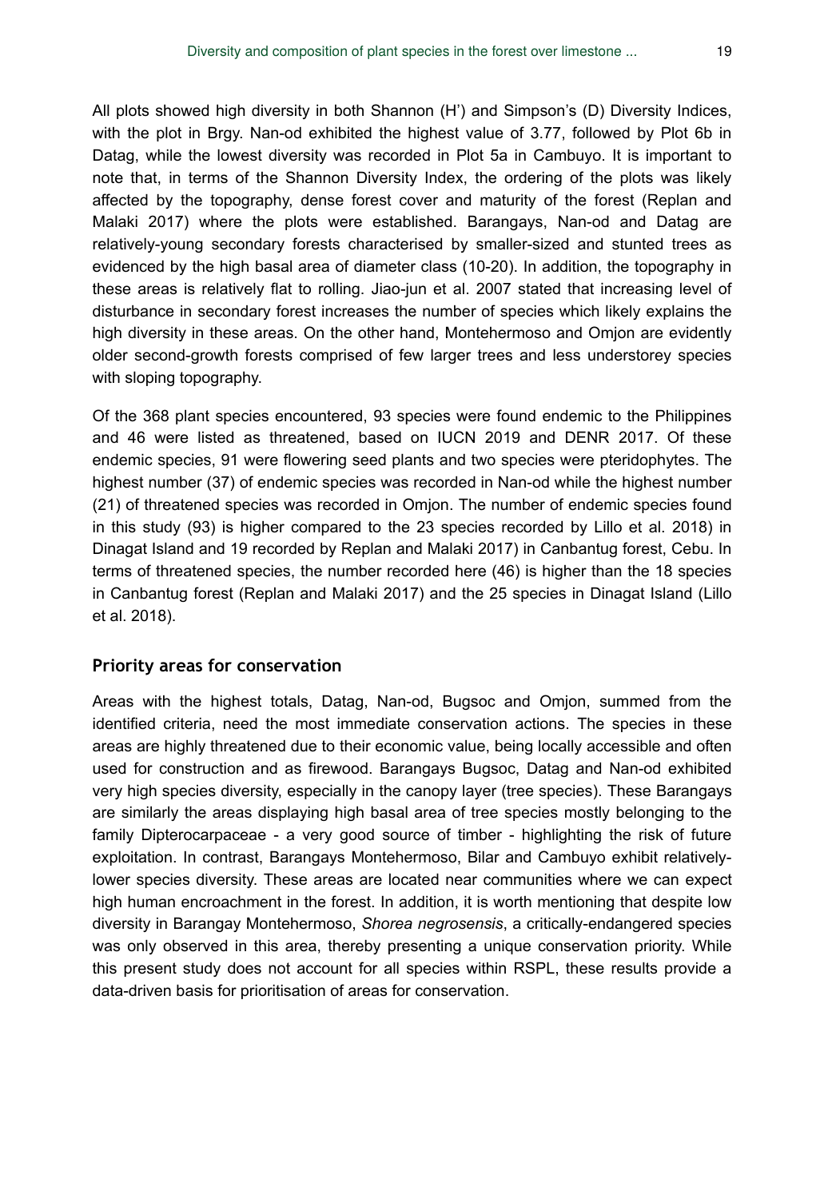All plots showed high diversity in both Shannon (H') and Simpson's (D) Diversity Indices, with the plot in Brgy. Nan-od exhibited the highest value of 3.77, followed by Plot 6b in Datag, while the lowest diversity was recorded in Plot 5a in Cambuyo. It is important to note that, in terms of the Shannon Diversity Index, the ordering of the plots was likely affected by the topography, dense forest cover and maturity of the forest (Replan and Malaki 2017) where the plots were established. Barangays, Nan-od and Datag are relatively-young secondary forests characterised by smaller-sized and stunted trees as evidenced by the high basal area of diameter class (10-20). In addition, the topography in these areas is relatively flat to rolling. Jiao-jun et al. 2007 stated that increasing level of disturbance in secondary forest increases the number of species which likely explains the high diversity in these areas. On the other hand, Montehermoso and Omjon are evidently older second-growth forests comprised of few larger trees and less understorey species with sloping topography.

Of the 368 plant species encountered, 93 species were found endemic to the Philippines and 46 were listed as threatened, based on IUCN 2019 and DENR 2017. Of these endemic species, 91 were flowering seed plants and two species were pteridophytes. The highest number (37) of endemic species was recorded in Nan-od while the highest number (21) of threatened species was recorded in Omjon. The number of endemic species found in this study (93) is higher compared to the 23 species recorded by Lillo et al. 2018) in Dinagat Island and 19 recorded by Replan and Malaki 2017) in Canbantug forest, Cebu. In terms of threatened species, the number recorded here (46) is higher than the 18 species in Canbantug forest (Replan and Malaki 2017) and the 25 species in Dinagat Island (Lillo et al. 2018).

## Priority areas for conservation

Areas with the highest totals, Datag, Nan-od, Bugsoc and Omjon, summed from the identified criteria, need the most immediate conservation actions. The species in these areas are highly threatened due to their economic value, being locally accessible and often used for construction and as firewood. Barangays Bugsoc, Datag and Nan-od exhibited very high species diversity, especially in the canopy layer (tree species). These Barangays are similarly the areas displaying high basal area of tree species mostly belonging to the family Dipterocarpaceae - a very good source of timber - highlighting the risk of future exploitation. In contrast, Barangays Montehermoso, Bilar and Cambuyo exhibit relatively-lower species diversity. These areas are located near communities where we can expect high human encroachment in the forest. In addition, it is worth mentioning that despite low diversity in Barangay Montehermoso, *Shorea negrosensis*, a critically-endangered species was only observed in this area, thereby presenting a unique conservation priority. While this present study does not account for all species within RSPL, these results provide a data-driven basis for prioritisation of areas for conservation.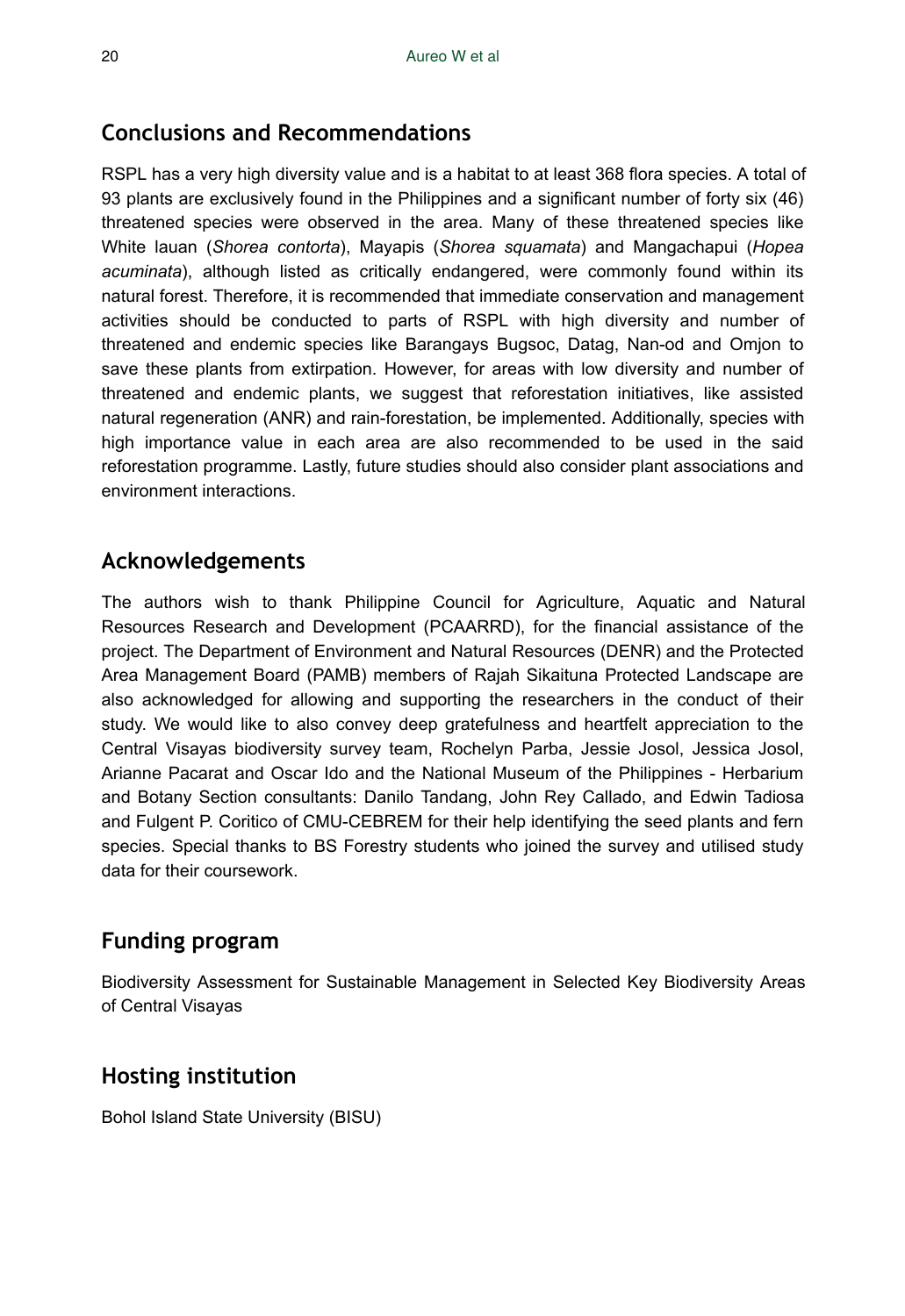## Conclusions and Recommendations

RSPL has a very high diversity value and is a habitat to at least 368 flora species. A total of 93 plants are exclusively found in the Philippines and a significant number of forty six (46) threatened species were observed in the area. Many of these threatened species like White lauan (*Shorea contorta*), Mayapis (*Shorea squamata*) and Mangachapui (*Hopea acuminata*), although listed as critically endangered, were commonly found within its natural forest. Therefore, it is recommended that immediate conservation and management activities should be conducted to parts of RSPL with high diversity and number of threatened and endemic species like Barangays Bugsoc, Datag, Nan-od and Omjon to save these plants from extirpation. However, for areas with low diversity and number of threatened and endemic plants, we suggest that reforestation initiatives, like assisted natural regeneration (ANR) and rain-forestation, be implemented. Additionally, species with high importance value in each area are also recommended to be used in the said reforestation programme. Lastly, future studies should also consider plant associations and environment interactions.

## Acknowledgements

The authors wish to thank Philippine Council for Agriculture, Aquatic and Natural Resources Research and Development (PCAARRD), for the financial assistance of the project. The Department of Environment and Natural Resources (DENR) and the Protected Area Management Board (PAMB) members of Rajah Sikaituna Protected Landscape are also acknowledged for allowing and supporting the researchers in the conduct of their study. We would like to also convey deep gratefulness and heartfelt appreciation to the Central Visayas biodiversity survey team, Rochelyn Parba, Jessie Josol, Jessica Josol, Arianne Pacarat and Oscar Ido and the National Museum of the Philippines - Herbarium and Botany Section consultants: Danilo Tandang, John Rey Callado, and Edwin Tadiosa and Fulgent P. Coritico of CMU-CEBREM for their help identifying the seed plants and fern species. Special thanks to BS Forestry students who joined the survey and utilised study data for their coursework.

## Funding program

Biodiversity Assessment for Sustainable Management in Selected Key Biodiversity Areas of Central Visayas

## Hosting institution

Bohol Island State University (BISU)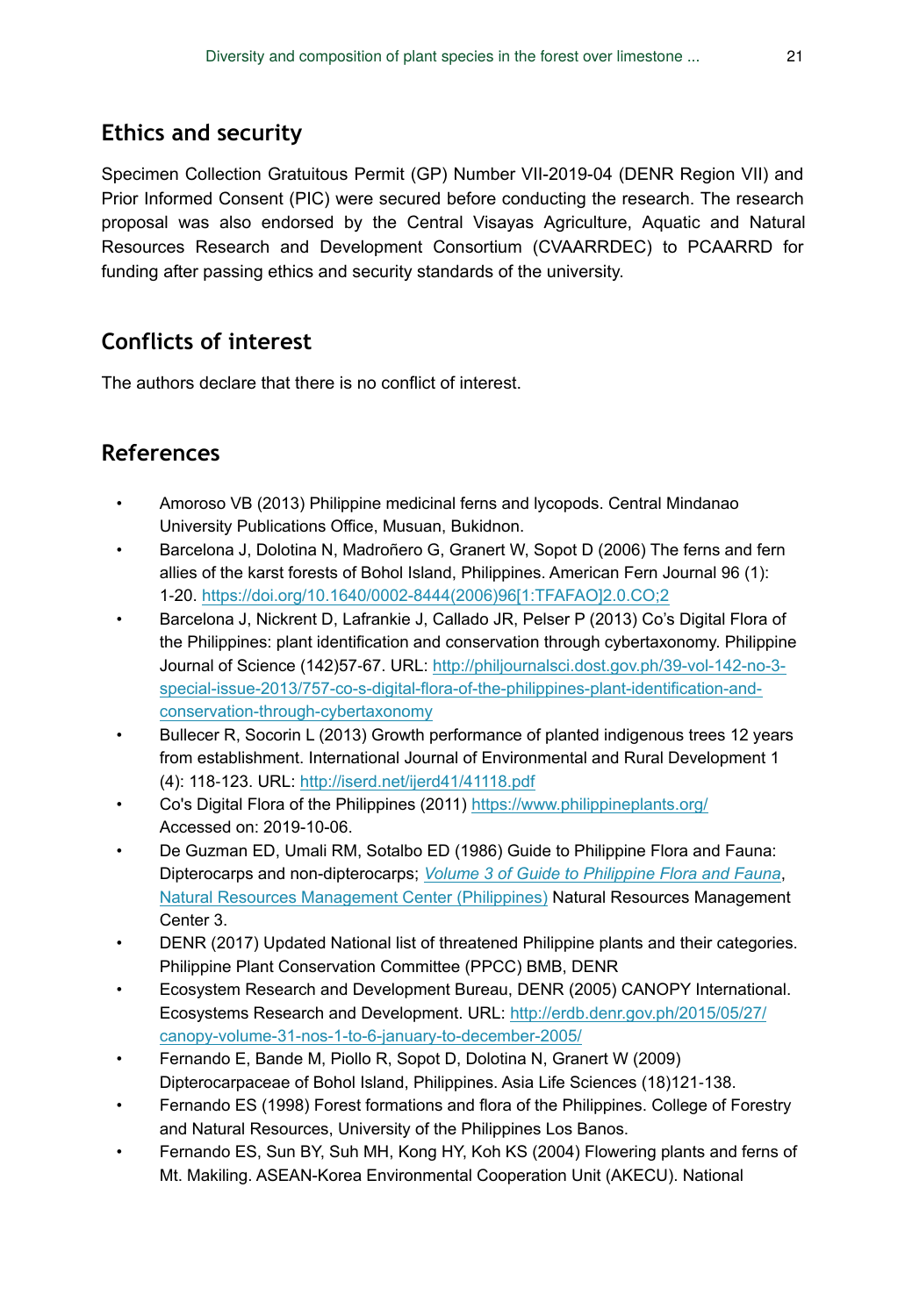## Ethics and security

Specimen Collection Gratuitous Permit (GP) Number VII-2019-04 (DENR Region VII) and Prior Informed Consent (PIC) were secured before conducting the research. The research proposal was also endorsed by the Central Visayas Agriculture, Aquatic and Natural Resources Research and Development Consortium (CVAARRDEC) to PCAARRD for funding after passing ethics and security standards of the university.

## Conflicts of interest

The authors declare that there is no conflict of interest.

## References

- Amoroso VB (2013) Philippine medicinal ferns and lycopods. Central Mindanao University Publications Office, Musuan, Bukidnon.
- Barcelona J, Dolotina N, Madroñero G, Granert W, Sopot D (2006) The ferns and fern allies of the karst forests of Bohol Island, Philippines. American Fern Journal 96 (1): 1-20. https://doi.org/10.1640/0002-8444(2006)96[1:TFAFAO]2.0.CO;2
- Barcelona J, Nickrent D, Lafrankie J, Callado JR, Pelser P (2013) Co's Digital Flora of the Philippines: plant identification and conservation through cybertaxonomy. Philippine Journal of Science (142)57-67. URL: http://philjournalsci.dost.gov.ph/39-vol-142-no-3-special-issue-2013/757-co-s-digital-flora-of-the-philippines-plant-identification-and-conservation-through-cybertaxonomy
- Bullecer R, Socorin L (2013) Growth performance of planted indigenous trees 12 years from establishment. International Journal of Environmental and Rural Development 1 (4): 118-123. URL: http://iserd.net/ijerd41/41118.pdf
- Co's Digital Flora of the Philippines (2011) https://www.philippineplants.org/ Accessed on: 2019-10-06.
- De Guzman ED, Umali RM, Sotalbo ED (1986) Guide to Philippine Flora and Fauna: Dipterocarps and non-dipterocarps; *Volume 3 of Guide to Philippine Flora and Fauna*, Natural Resources Management Center (Philippines) Natural Resources Management Center 3.
- DENR (2017) Updated National list of threatened Philippine plants and their categories. Philippine Plant Conservation Committee (PPCC) BMB, DENR
- Ecosystem Research and Development Bureau, DENR (2005) CANOPY International. Ecosystems Research and Development. URL: http://erdb.denr.gov.ph/2015/05/27/canopy-volume-31-nos-1-to-6-january-to-december-2005/
- Fernando E, Bande M, Piollo R, Sopot D, Dolotina N, Granert W (2009) Dipterocarpaceae of Bohol Island, Philippines. Asia Life Sciences (18)121-138.
- Fernando ES (1998) Forest formations and flora of the Philippines. College of Forestry and Natural Resources, University of the Philippines Los Banos.
- Fernando ES, Sun BY, Suh MH, Kong HY, Koh KS (2004) Flowering plants and ferns of Mt. Makiling. ASEAN-Korea Environmental Cooperation Unit (AKECU). National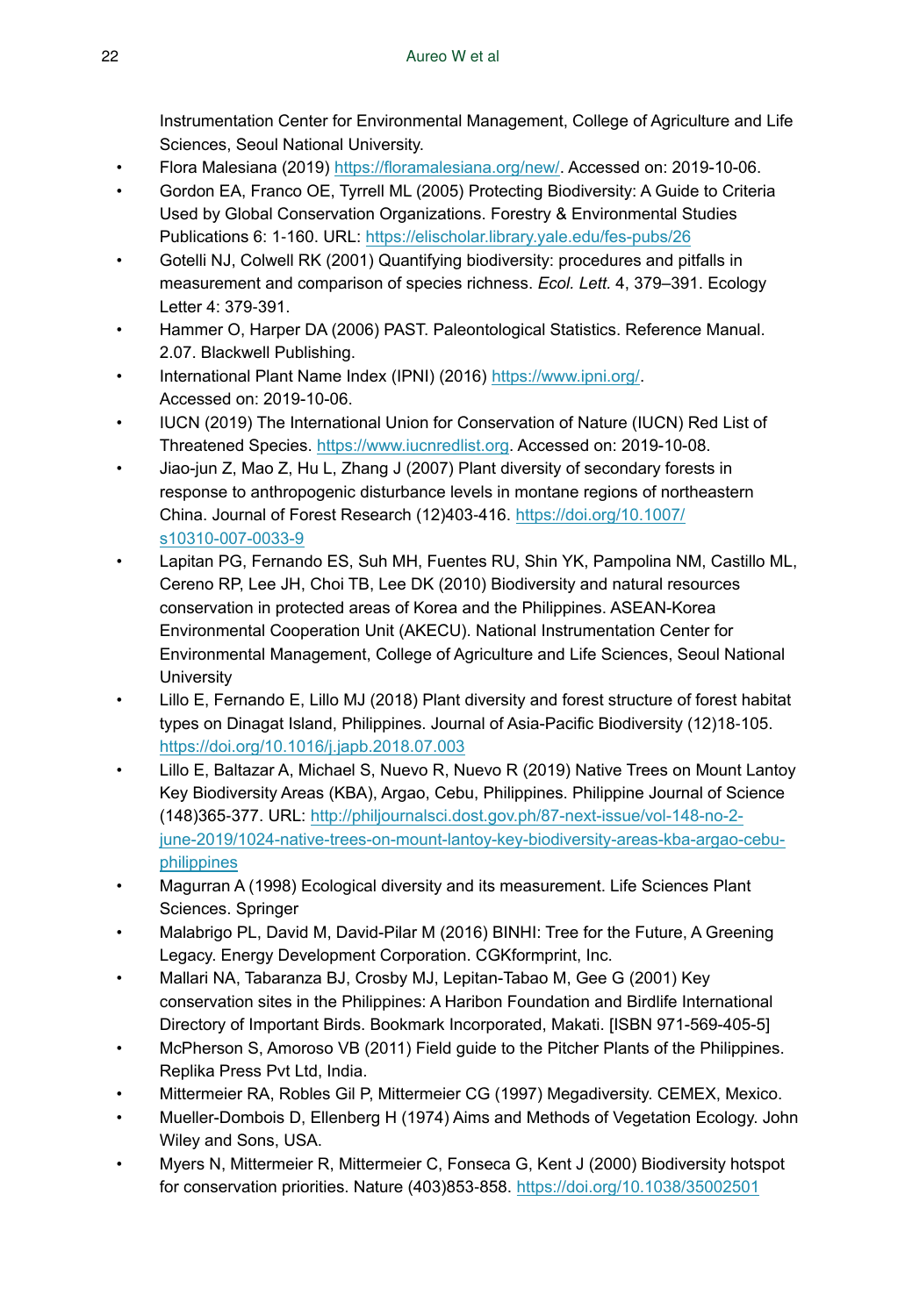Instrumentation Center for Environmental Management, College of Agriculture and Life Sciences, Seoul National University.

- Flora Malesiana (2019) https://floramalesiana.org/new/. Accessed on: 2019-10-06.
- Gordon EA, Franco OE, Tyrrell ML (2005) Protecting Biodiversity: A Guide to Criteria Used by Global Conservation Organizations. Forestry & Environmental Studies Publications 6: 1-160. URL: https://elischolar.library.yale.edu/fes-pubs/26
- Gotelli NJ, Colwell RK (2001) Quantifying biodiversity: procedures and pitfalls in measurement and comparison of species richness. *Ecol. Lett.* 4, 379–391. Ecology Letter 4: 379-391.
- Hammer O, Harper DA (2006) PAST. Paleontological Statistics. Reference Manual. 2.07. Blackwell Publishing.
- International Plant Name Index (IPNI) (2016) https://www.ipni.org/. Accessed on: 2019-10-06.
- IUCN (2019) The International Union for Conservation of Nature (IUCN) Red List of Threatened Species. https://www.iucnredlist.org. Accessed on: 2019-10-08.
- Jiao-jun Z, Mao Z, Hu L, Zhang J (2007) Plant diversity of secondary forests in response to anthropogenic disturbance levels in montane regions of northeastern China. Journal of Forest Research (12)403-416. https://doi.org/10.1007/s10310-007-0033-9
- Lapitan PG, Fernando ES, Suh MH, Fuentes RU, Shin YK, Pampolina NM, Castillo ML, Cereno RP, Lee JH, Choi TB, Lee DK (2010) Biodiversity and natural resources conservation in protected areas of Korea and the Philippines. ASEAN-Korea Environmental Cooperation Unit (AKECU). National Instrumentation Center for Environmental Management, College of Agriculture and Life Sciences, Seoul National University
- Lillo E, Fernando E, Lillo MJ (2018) Plant diversity and forest structure of forest habitat types on Dinagat Island, Philippines. Journal of Asia-Pacific Biodiversity (12)18-105. https://doi.org/10.1016/j.japb.2018.07.003
- Lillo E, Baltazar A, Michael S, Nuevo R, Nuevo R (2019) Native Trees on Mount Lantoy Key Biodiversity Areas (KBA), Argao, Cebu, Philippines. Philippine Journal of Science (148)365-377. URL: http://philjournalsci.dost.gov.ph/87-next-issue/vol-148-no-2-june-2019/1024-native-trees-on-mount-lantoy-key-biodiversity-areas-kba-argao-cebu-philippines
- Magurran A (1998) Ecological diversity and its measurement. Life Sciences Plant Sciences. Springer
- Malabrigo PL, David M, David-Pilar M (2016) BINHI: Tree for the Future, A Greening Legacy. Energy Development Corporation. CGKformprint, Inc.
- Mallari NA, Tabaranza BJ, Crosby MJ, Lepitan-Tabao M, Gee G (2001) Key conservation sites in the Philippines: A Haribon Foundation and Birdlife International Directory of Important Birds. Bookmark Incorporated, Makati. [ISBN 971-569-405-5]
- McPherson S, Amoroso VB (2011) Field guide to the Pitcher Plants of the Philippines. Replika Press Pvt Ltd, India.
- Mittermeier RA, Robles Gil P, Mittermeier CG (1997) Megadiversity. CEMEX, Mexico.
- Mueller-Dombois D, Ellenberg H (1974) Aims and Methods of Vegetation Ecology. John Wiley and Sons, USA.
- Myers N, Mittermeier R, Mittermeier C, Fonseca G, Kent J (2000) Biodiversity hotspot for conservation priorities. Nature (403)853-858. https://doi.org/10.1038/35002501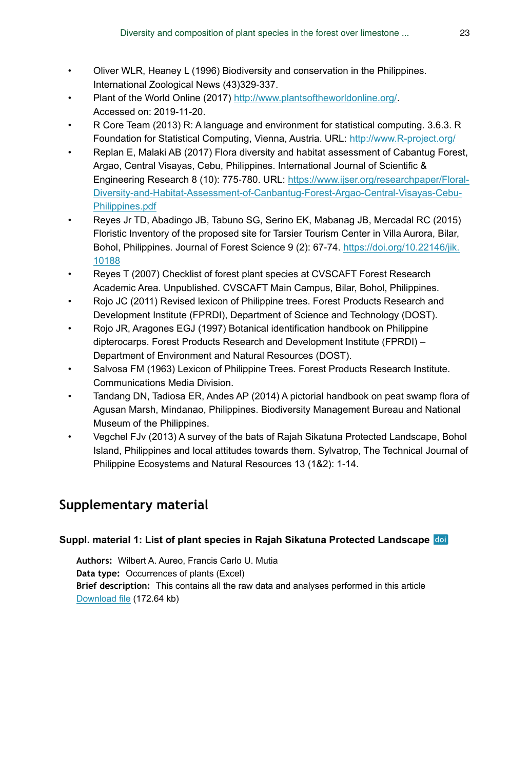- Oliver WLR, Heaney L (1996) Biodiversity and conservation in the Philippines. International Zoological News (43)329-337.
- Plant of the World Online (2017) http://www.plantsoftheworldonline.org/. Accessed on: 2019-11-20.
- R Core Team (2013) R: A language and environment for statistical computing. 3.6.3. R Foundation for Statistical Computing, Vienna, Austria. URL: http://www.R-project.org/
- Replan E, Malaki AB (2017) Flora diversity and habitat assessment of Cabantug Forest, Argao, Central Visayas, Cebu, Philippines. International Journal of Scientific & Engineering Research 8 (10): 775-780. URL: https://www.ijser.org/researchpaper/Floral-Diversity-and-Habitat-Assessment-of-Canbantug-Forest-Argao-Central-Visayas-Cebu-Philippines.pdf
- Reyes Jr TD, Abadingo JB, Tabuno SG, Serino EK, Mabanag JB, Mercadal RC (2015) Floristic Inventory of the proposed site for Tarsier Tourism Center in Villa Aurora, Bilar, Bohol, Philippines. Journal of Forest Science 9 (2): 67-74. https://doi.org/10.22146/jik.10188
- Reyes T (2007) Checklist of forest plant species at CVSCAFT Forest Research Academic Area. Unpublished. CVSCAFT Main Campus, Bilar, Bohol, Philippines.
- Rojo JC (2011) Revised lexicon of Philippine trees. Forest Products Research and Development Institute (FPRDI), Department of Science and Technology (DOST).
- Rojo JR, Aragones EGJ (1997) Botanical identification handbook on Philippine dipterocarps. Forest Products Research and Development Institute (FPRDI) – Department of Environment and Natural Resources (DOST).
- Salvosa FM (1963) Lexicon of Philippine Trees. Forest Products Research Institute. Communications Media Division.
- Tandang DN, Tadiosa ER, Andes AP (2014) A pictorial handbook on peat swamp flora of Agusan Marsh, Mindanao, Philippines. Biodiversity Management Bureau and National Museum of the Philippines.
- Vegchel FJv (2013) A survey of the bats of Rajah Sikatuna Protected Landscape, Bohol Island, Philippines and local attitudes towards them. Sylvatrop, The Technical Journal of Philippine Ecosystems and Natural Resources 13 (1&2): 1-14.

## Supplementary material

### Suppl. material 1: List of plant species in Rajah Sikatuna Protected Landscape doi

**Authors:** Wilbert A. Aureo, Francis Carlo U. Mutia
**Data type:** Occurrences of plants (Excel)
**Brief description:** This contains all the raw data and analyses performed in this article
Download file (172.64 kb)